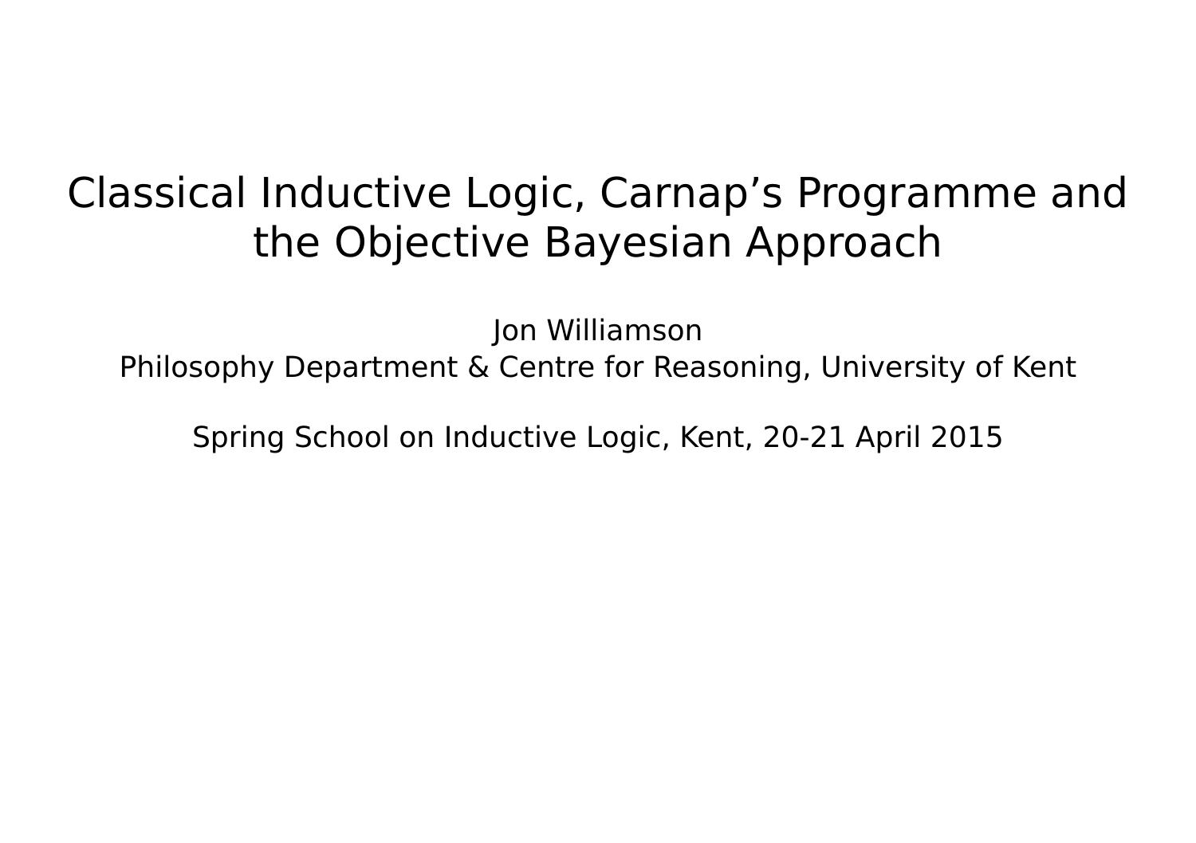# Classical Inductive Logic, Carnap's Programme and the Objective Bayesian Approach

Jon Williamson
Philosophy Department & Centre for Reasoning, University of Kent

Spring School on Inductive Logic, Kent, 20-21 April 2015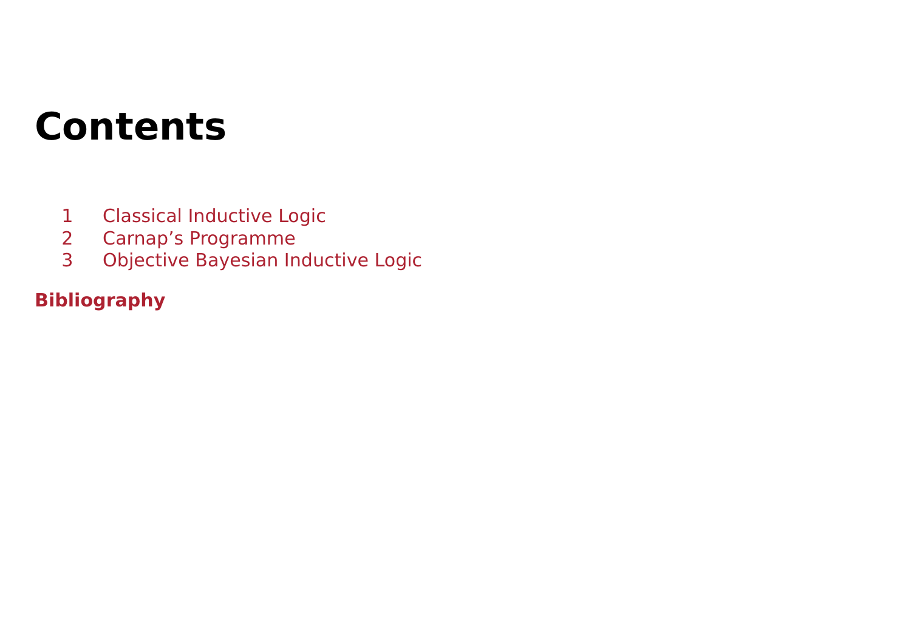# Contents

1 Classical Inductive Logic
2 Carnap's Programme
3 Objective Bayesian Inductive Logic

**Bibliography**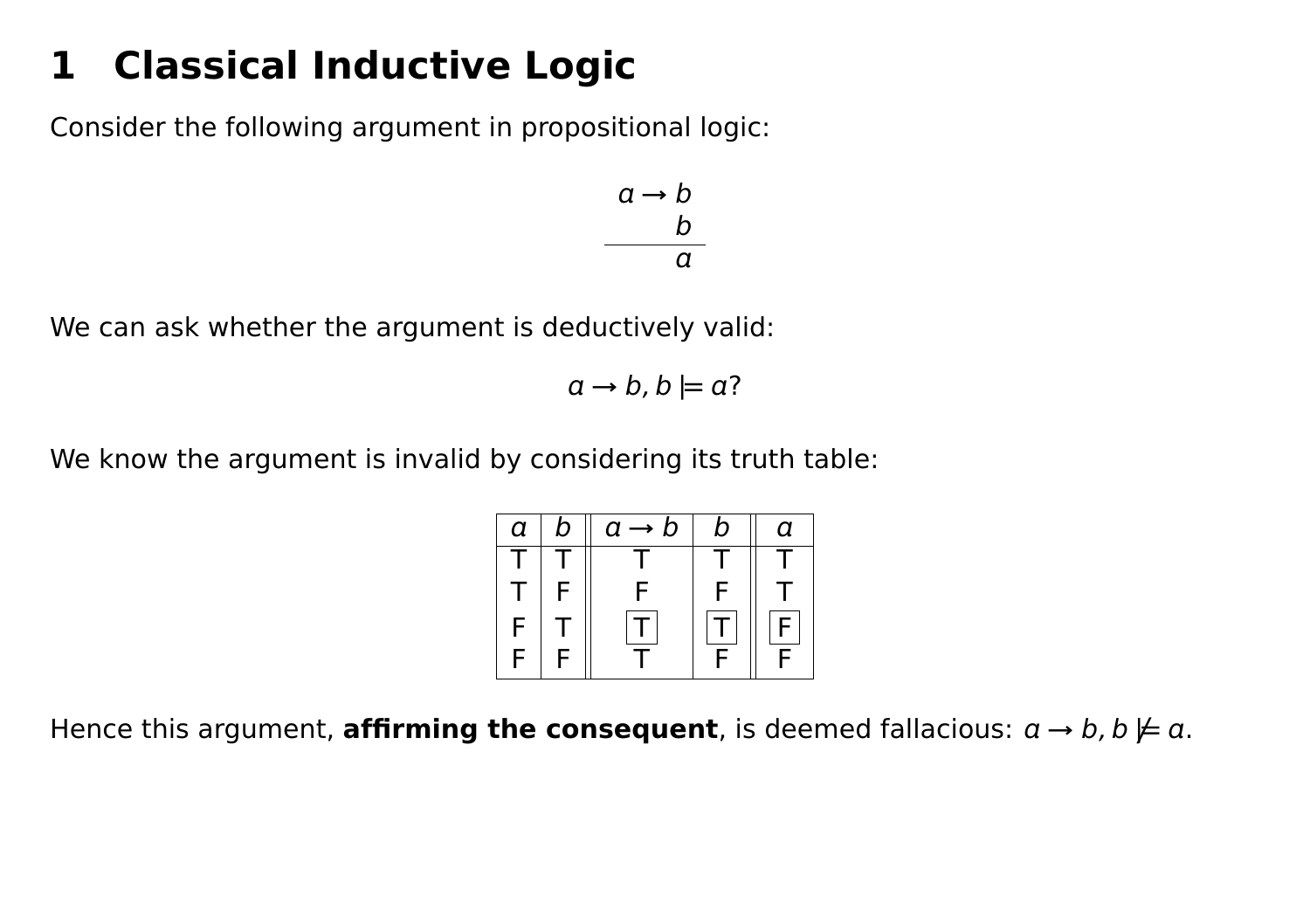# 1 Classical Inductive Logic

Consider the following argument in propositional logic:

$$\begin{array}{r} a \rightarrow b \\ b \\ \hline a \end{array}$$

We can ask whether the argument is deductively valid:

$$a \rightarrow b, b \models a?$$

We know the argument is invalid by considering its truth table:

| $a$ | $b$ | $a \rightarrow b$ | $b$ | $a$ |
|---|---|---|---|---|
| T | T | T | T | T |
| T | F | F | F | T |
| F | T | T | T | F |
| F | F | T | F | F |

Hence this argument, **affirming the consequent**, is deemed fallacious: $a \rightarrow b, b \not\models a$.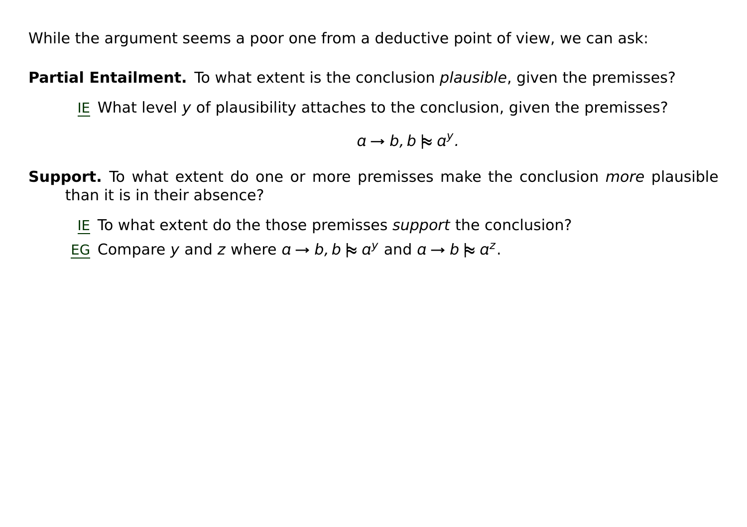While the argument seems a poor one from a deductive point of view, we can ask:

**Partial Entailment.** To what extent is the conclusion *plausible*, given the premisses?

IE What level $y$ of plausibility attaches to the conclusion, given the premisses?

$$a \to b, b \mathrel{|\!\!\approx} a^y.$$

**Support.** To what extent do one or more premisses make the conclusion *more* plausible than it is in their absence?

IE To what extent do the those premisses *support* the conclusion?

EG Compare $y$ and $z$ where $a \to b, b \mathrel{|\!\!\approx} a^y$ and $a \to b \mathrel{|\!\!\approx} a^z$.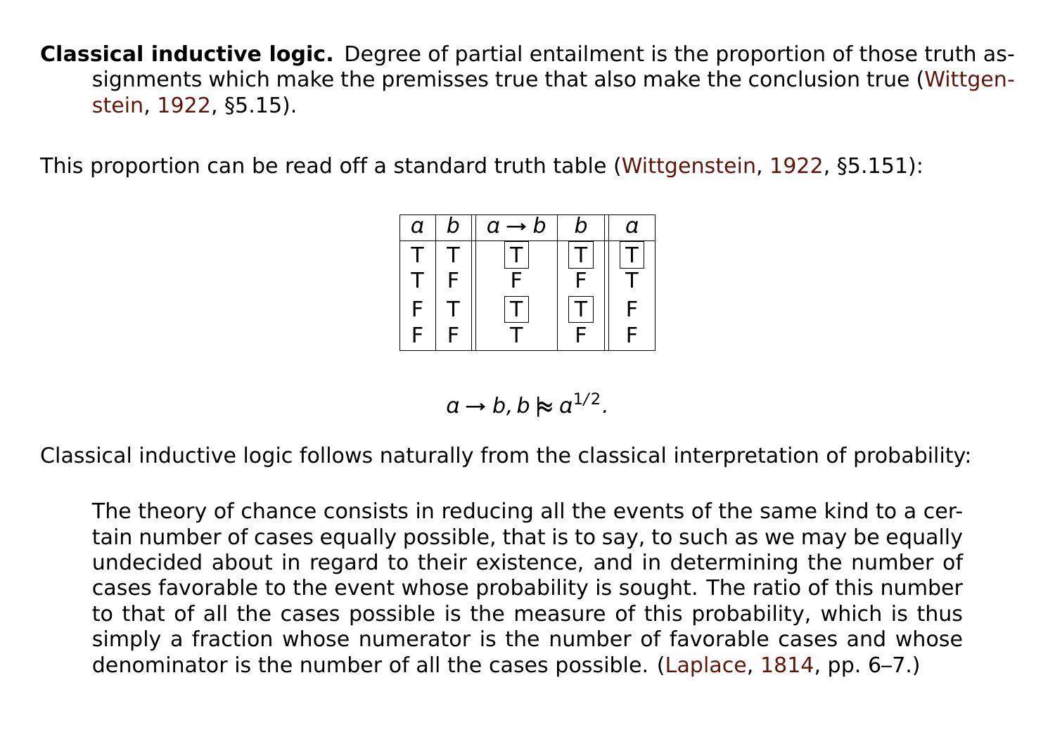**Classical inductive logic.** Degree of partial entailment is the proportion of those truth assignments which make the premisses true that also make the conclusion true (Wittgenstein, 1922, §5.15).

This proportion can be read off a standard truth table (Wittgenstein, 1922, §5.151):

| $a$ | $b$ | $a \to b$ | $b$ | $a$ |
|---|---|---|---|---|
| T | T | [T] | [T] | [T] |
| T | F | F | F | T |
| F | T | [T] | [T] | F |
| F | F | T | F | F |

$$a \to b, b \mathrel{|\!\!\approx} a^{1/2}.$$

Classical inductive logic follows naturally from the classical interpretation of probability:

> The theory of chance consists in reducing all the events of the same kind to a certain number of cases equally possible, that is to say, to such as we may be equally undecided about in regard to their existence, and in determining the number of cases favorable to the event whose probability is sought. The ratio of this number to that of all the cases possible is the measure of this probability, which is thus simply a fraction whose numerator is the number of favorable cases and whose denominator is the number of all the cases possible. (Laplace, 1814, pp. 6–7.)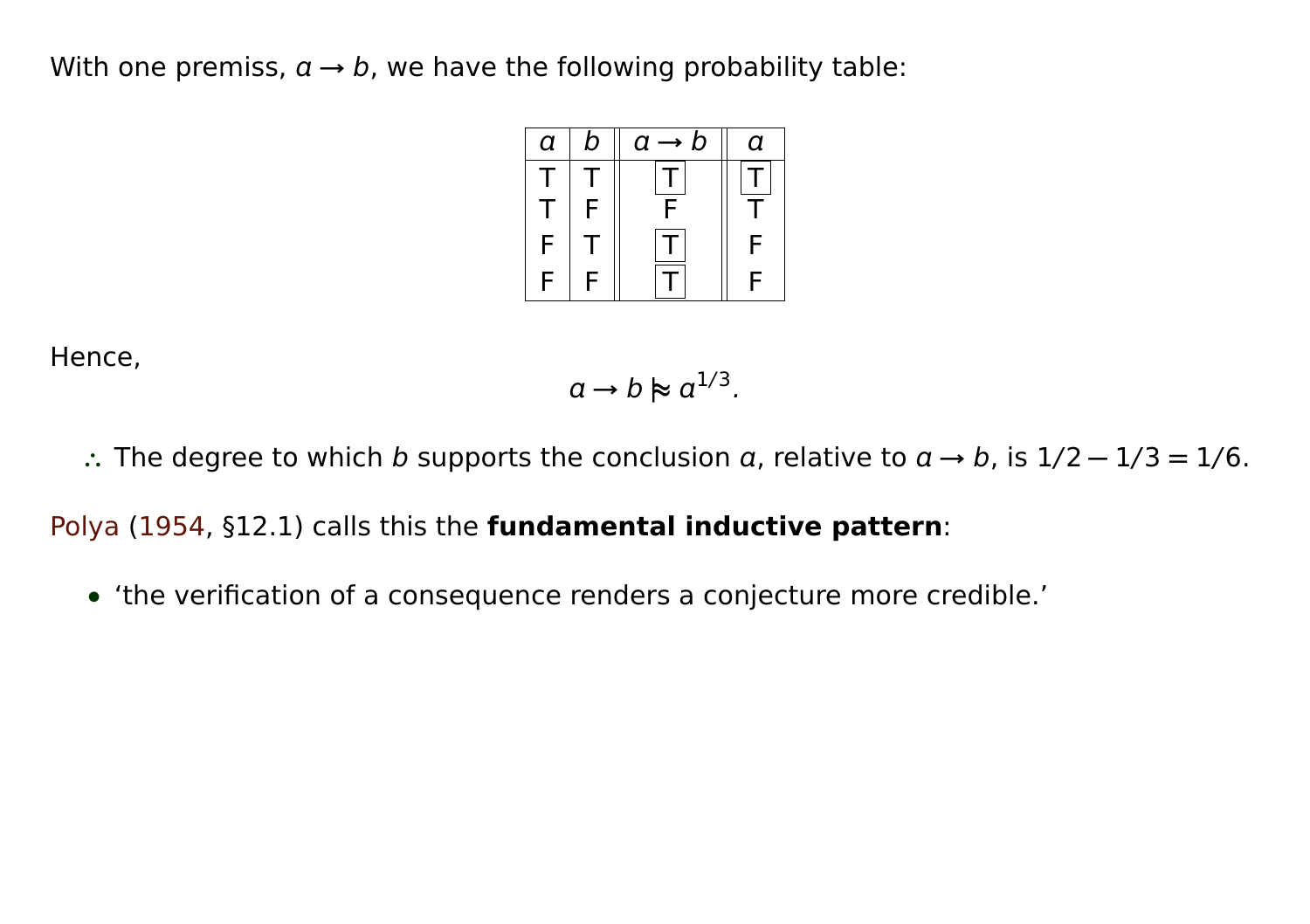With one premiss, $a \rightarrow b$, we have the following probability table:

| $a$ | $b$ | $a \rightarrow b$ | $a$ |
|---|---|---|---|
| T | T | T | T |
| T | F | F | T |
| F | T | T | F |
| F | F | T | F |

Hence,

$$a \rightarrow b \mathrel{|\!\approx} a^{1/3}.$$

∴ The degree to which $b$ supports the conclusion $a$, relative to $a \rightarrow b$, is $1/2 - 1/3 = 1/6$.

Polya (1954, §12.1) calls this the **fundamental inductive pattern**:

- 'the verification of a consequence renders a conjecture more credible.'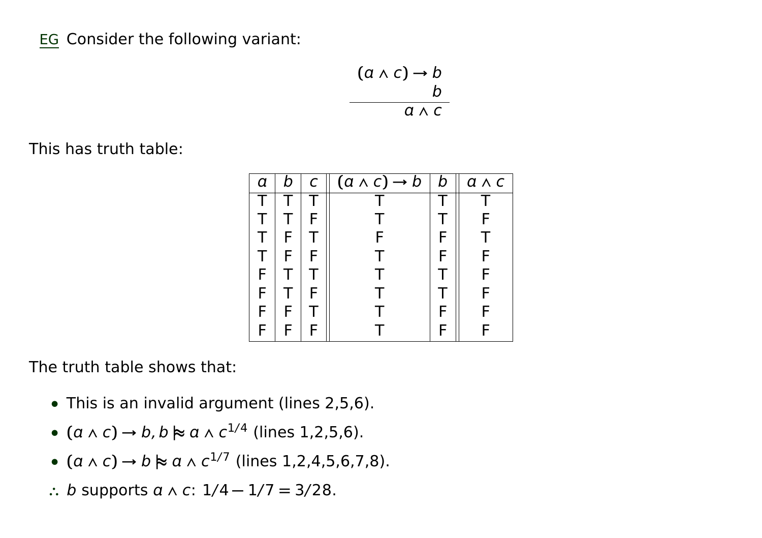EG Consider the following variant:

$$\begin{array}{r} (a \wedge c) \to b \\ b \\ \hline a \wedge c \end{array}$$

This has truth table:

| $a$ | $b$ | $c$ | $(a \wedge c) \to b$ | $b$ | $a \wedge c$ |
|---|---|---|---|---|---|
| T | T | T | T | T | T |
| T | T | F | T | T | F |
| T | F | T | F | F | T |
| T | F | F | T | F | F |
| F | T | T | T | T | F |
| F | T | F | T | T | F |
| F | F | T | T | F | F |
| F | F | F | T | F | F |

The truth table shows that:

- This is an invalid argument (lines 2,5,6).
- $(a \wedge c) \to b, b \mathrel{|\!\!\approx} a \wedge c^{1/4}$ (lines 1,2,5,6).
- $(a \wedge c) \to b \mathrel{|\!\!\approx} a \wedge c^{1/7}$ (lines 1,2,4,5,6,7,8).

∴ $b$ supports $a \wedge c$: $1/4 - 1/7 = 3/28$.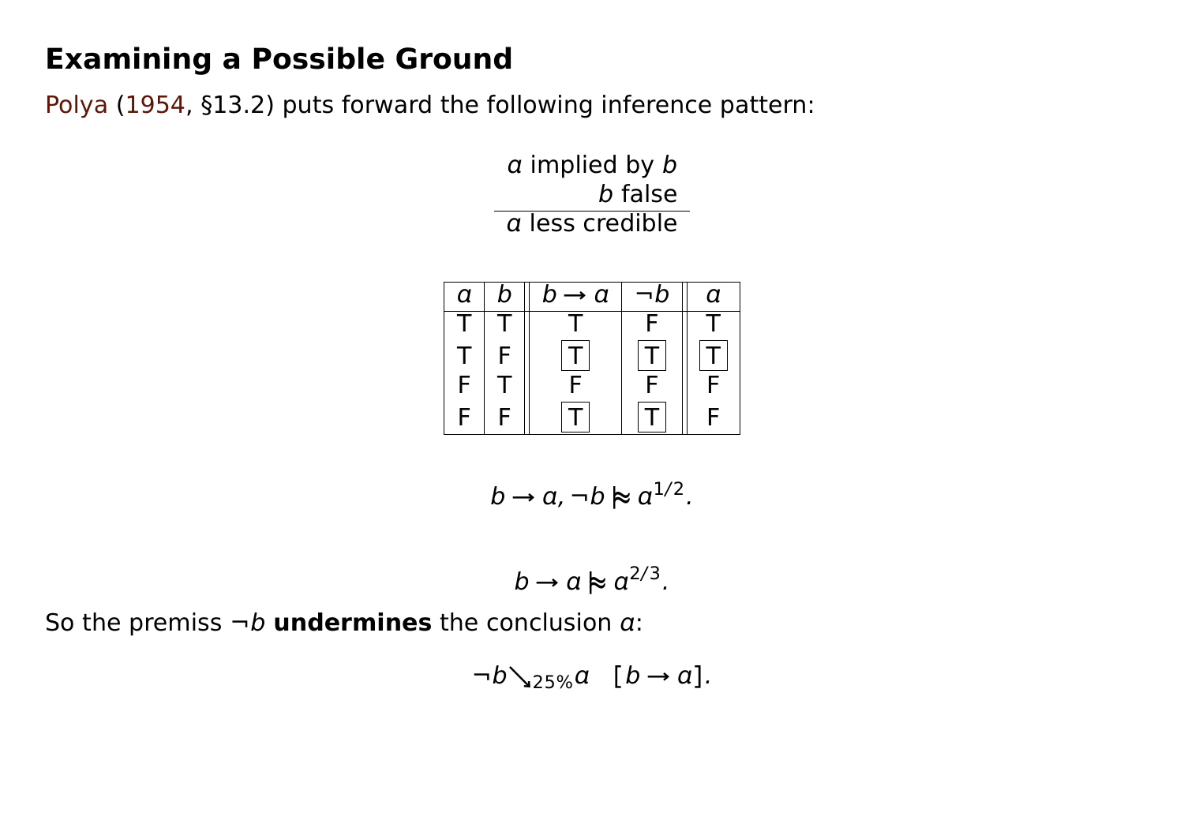# Examining a Possible Ground

Polya (1954, §13.2) puts forward the following inference pattern:

$$\frac{\begin{array}{r} a \text{ implied by } b \\ b \text{ false} \end{array}}{a \text{ less credible}}$$

| $a$ | $b$ | $b \to a$ | $\neg b$ | $a$ |
|---|---|---|---|---|
| T | T | T | F | T |
| T | F | [T] | [T] | [T] |
| F | T | F | F | F |
| F | F | [T] | [T] | F |

$$b \to a, \neg b \mathrel{|\!\approx} a^{1/2}.$$

$$b \to a \mathrel{|\!\approx} a^{2/3}.$$

So the premiss $\neg b$ **undermines** the conclusion $a$:

$$\neg b \searrow_{25\%} a \quad [b \to a].$$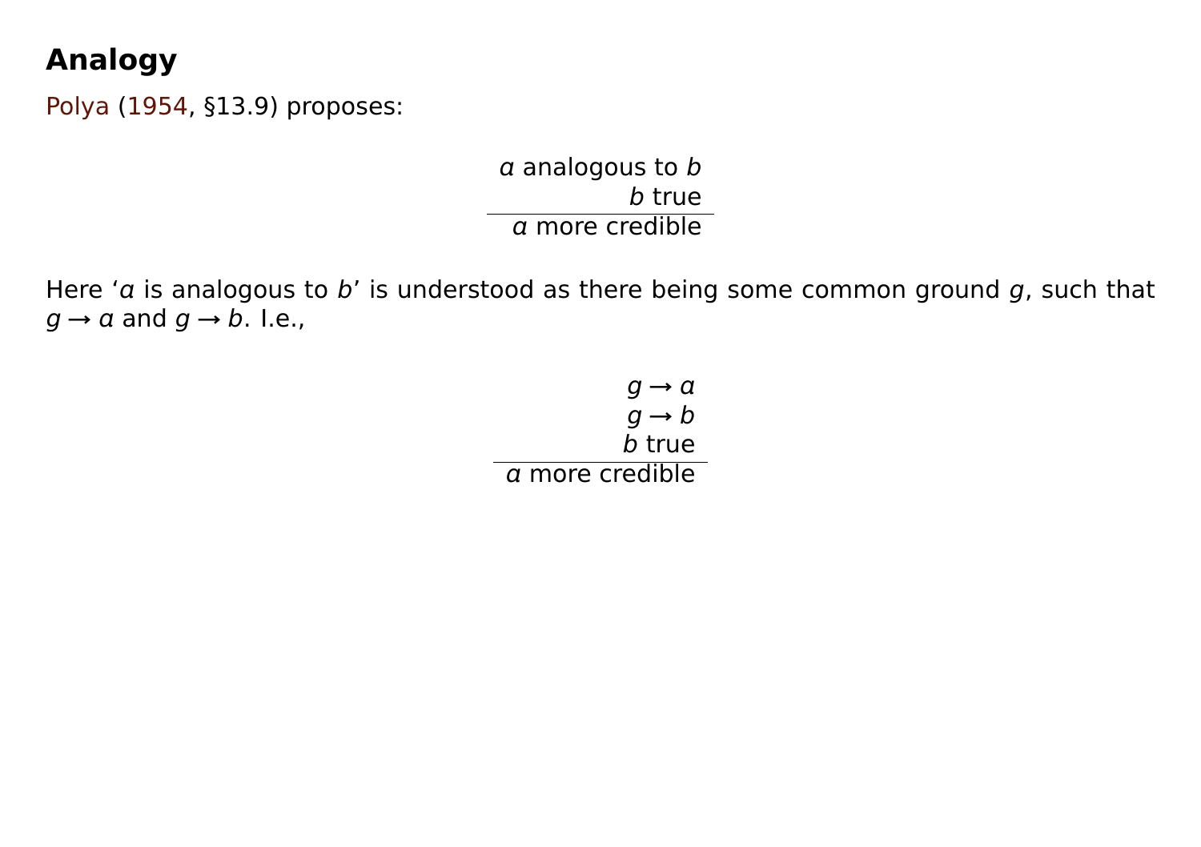## Analogy

Polya (1954, §13.9) proposes:

$$\frac{\begin{array}{r} a \text{ analogous to } b \\ b \text{ true} \end{array}}{a \text{ more credible}}$$

Here '$a$ is analogous to $b$' is understood as there being some common ground $g$, such that $g \rightarrow a$ and $g \rightarrow b$. I.e.,

$$\frac{\begin{array}{r} g \rightarrow a \\ g \rightarrow b \\ b \text{ true} \end{array}}{a \text{ more credible}}$$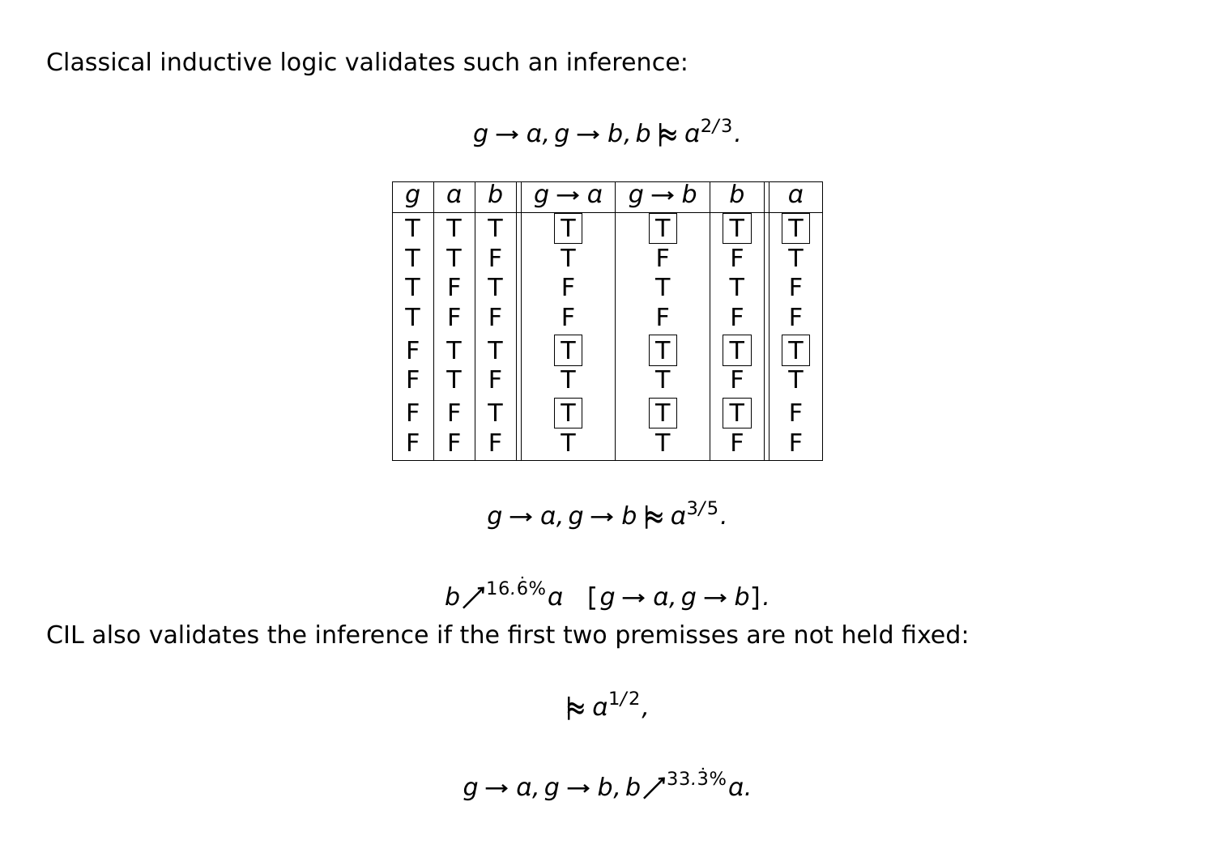Classical inductive logic validates such an inference:

$$g \rightarrow a, g \rightarrow b, b \approx\!\!\!\models a^{2/3}.$$

| $g$ | $a$ | $b$ | $g \rightarrow a$ | $g \rightarrow b$ | $b$ | $a$ |
|---|---|---|---|---|---|---|
| T | T | T | $\boxed{\text{T}}$ | $\boxed{\text{T}}$ | $\boxed{\text{T}}$ | $\boxed{\text{T}}$ |
| T | T | F | T | F | F | T |
| T | F | T | F | T | T | F |
| T | F | F | F | F | F | F |
| F | T | T | $\boxed{\text{T}}$ | $\boxed{\text{T}}$ | $\boxed{\text{T}}$ | $\boxed{\text{T}}$ |
| F | T | F | T | T | F | T |
| F | F | T | $\boxed{\text{T}}$ | $\boxed{\text{T}}$ | $\boxed{\text{T}}$ | F |
| F | F | F | T | T | F | F |

$$g \rightarrow a, g \rightarrow b \approx\!\!\!\models a^{3/5}.$$

$$b \nearrow^{16.\dot{6}\%} a \quad [g \rightarrow a, g \rightarrow b].$$

CIL also validates the inference if the first two premisses are not held fixed:

$$\approx\!\!\!\models a^{1/2},$$

$$g \rightarrow a, g \rightarrow b, b \nearrow^{33.\dot{3}\%} a.$$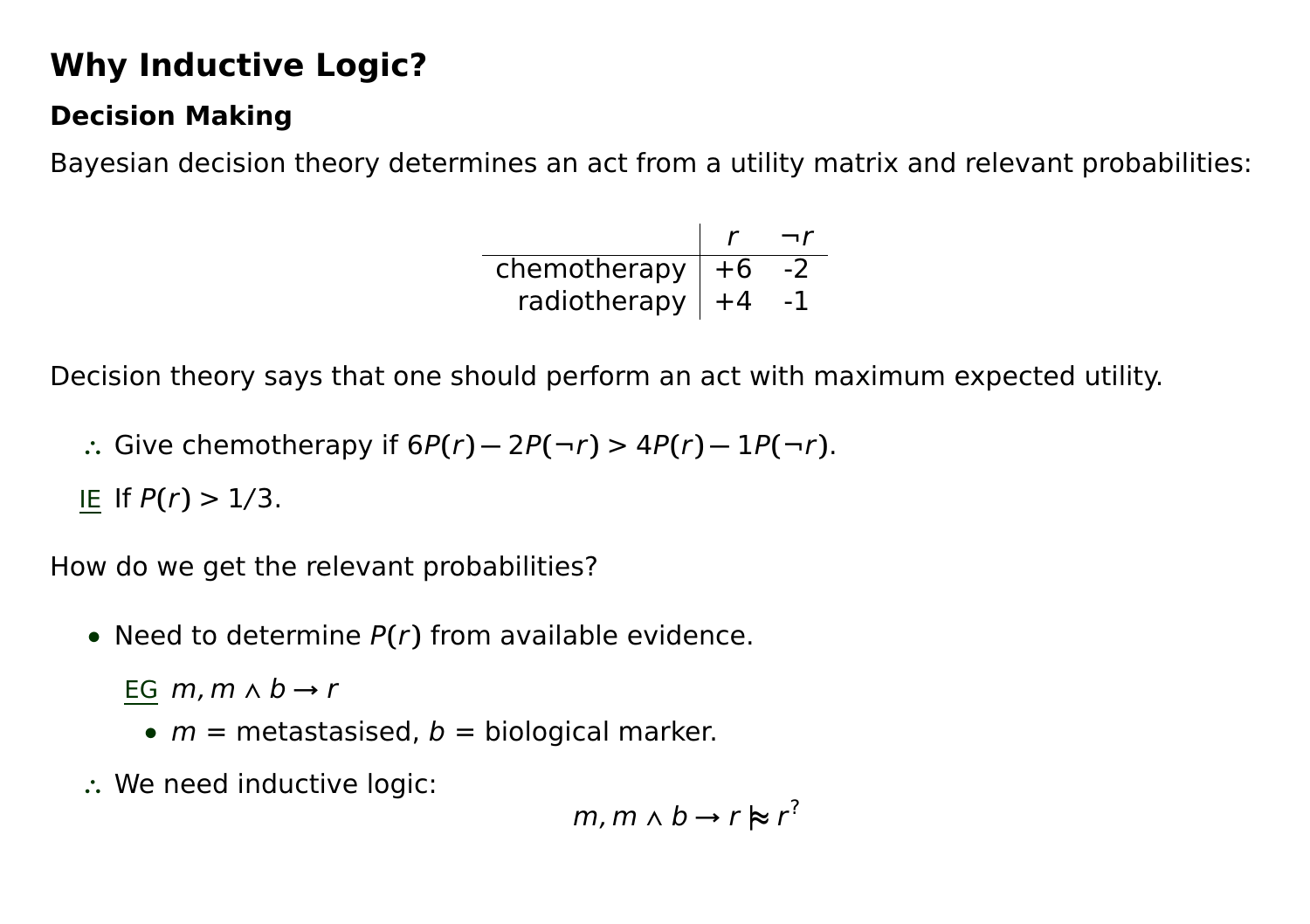# Why Inductive Logic?

## Decision Making

Bayesian decision theory determines an act from a utility matrix and relevant probabilities:

| | $r$ | $\neg r$ |
|---|---|---|
| chemotherapy | +6 | -2 |
| radiotherapy | +4 | -1 |

Decision theory says that one should perform an act with maximum expected utility.

$\therefore$ Give chemotherapy if $6P(r) - 2P(\neg r) > 4P(r) - 1P(\neg r)$.

IE If $P(r) > 1/3$.

How do we get the relevant probabilities?

- Need to determine $P(r)$ from available evidence.

  EG $m, m \wedge b \rightarrow r$

  - $m$ = metastasised, $b$ = biological marker.

$\therefore$ We need inductive logic:

$$m, m \wedge b \rightarrow r \mathrel{|\!\approx} r^?$$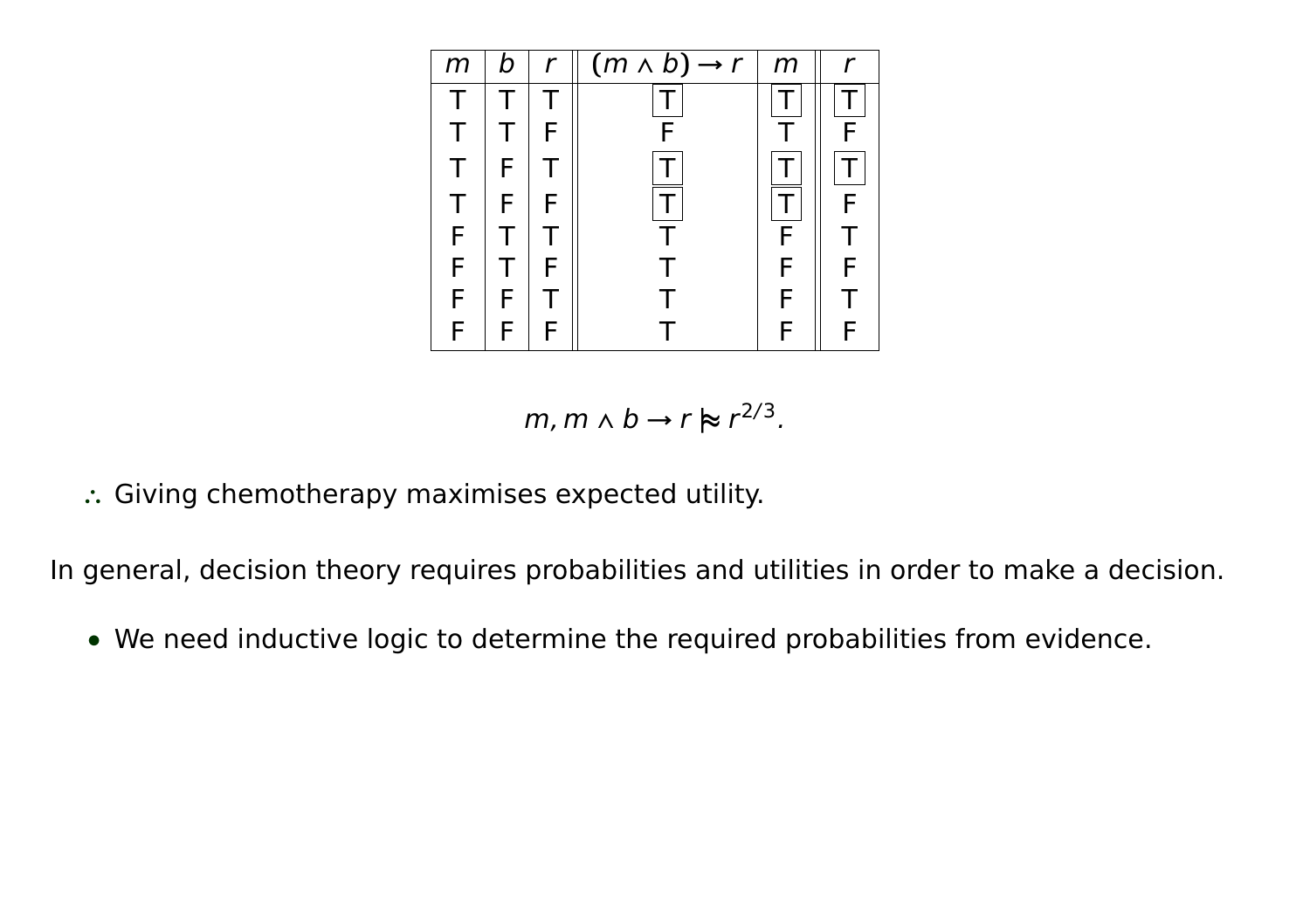| $m$ | $b$ | $r$ | $(m \wedge b) \to r$ | $m$ | $r$ |
|---|---|---|---|---|---|
| T | T | T | [T] | [T] | [T] |
| T | T | F | F | T | F |
| T | F | T | [T] | [T] | [T] |
| T | F | F | [T] | [T] | F |
| F | T | T | T | F | T |
| F | T | F | T | F | F |
| F | F | T | T | F | T |
| F | F | F | T | F | F |

$$m, m \wedge b \to r \mathrel{|\!\!\approx} r^{2/3}.$$

∴ Giving chemotherapy maximises expected utility.

In general, decision theory requires probabilities and utilities in order to make a decision.

- We need inductive logic to determine the required probabilities from evidence.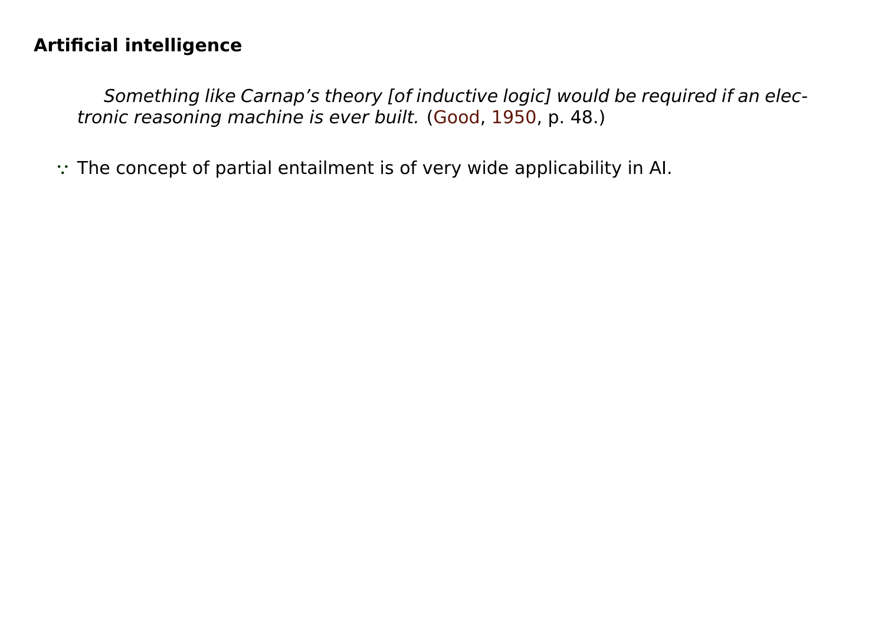## Artificial intelligence

> *Something like Carnap's theory [of inductive logic] would be required if an electronic reasoning machine is ever built.* (Good, 1950, p. 48.)

∵ The concept of partial entailment is of very wide applicability in AI.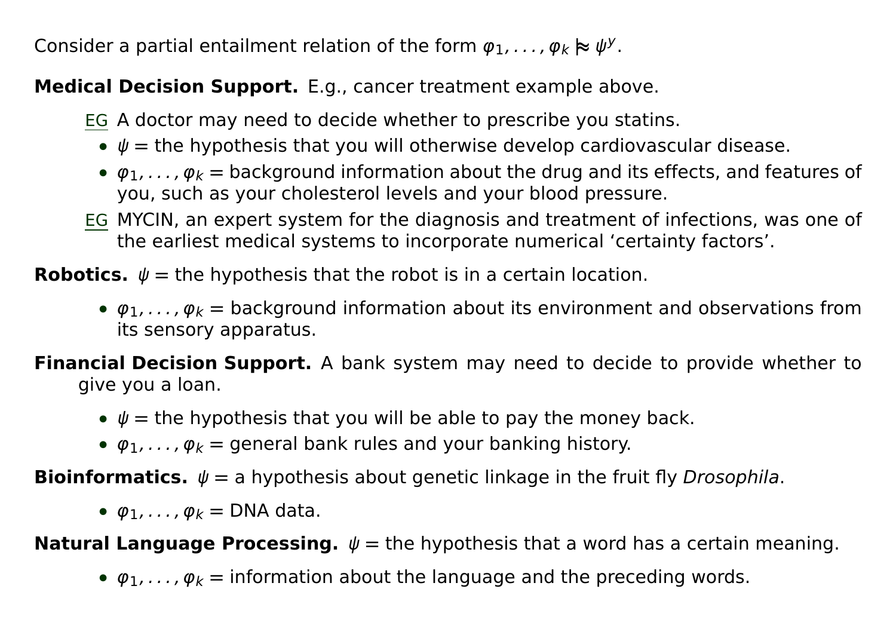Consider a partial entailment relation of the form $\varphi_1, \ldots, \varphi_k \mathrel{|\!\approx} \psi^y$.

**Medical Decision Support.** E.g., cancer treatment example above.

EG A doctor may need to decide whether to prescribe you statins.

- $\psi$ = the hypothesis that you will otherwise develop cardiovascular disease.
- $\varphi_1, \ldots, \varphi_k$ = background information about the drug and its effects, and features of you, such as your cholesterol levels and your blood pressure.

EG MYCIN, an expert system for the diagnosis and treatment of infections, was one of the earliest medical systems to incorporate numerical 'certainty factors'.

**Robotics.** $\psi$ = the hypothesis that the robot is in a certain location.

- $\varphi_1, \ldots, \varphi_k$ = background information about its environment and observations from its sensory apparatus.

**Financial Decision Support.** A bank system may need to decide to provide whether to give you a loan.

- $\psi$ = the hypothesis that you will be able to pay the money back.
- $\varphi_1, \ldots, \varphi_k$ = general bank rules and your banking history.

**Bioinformatics.** $\psi$ = a hypothesis about genetic linkage in the fruit fly *Drosophila*.

- $\varphi_1, \ldots, \varphi_k$ = DNA data.

**Natural Language Processing.** $\psi$ = the hypothesis that a word has a certain meaning.

- $\varphi_1, \ldots, \varphi_k$ = information about the language and the preceding words.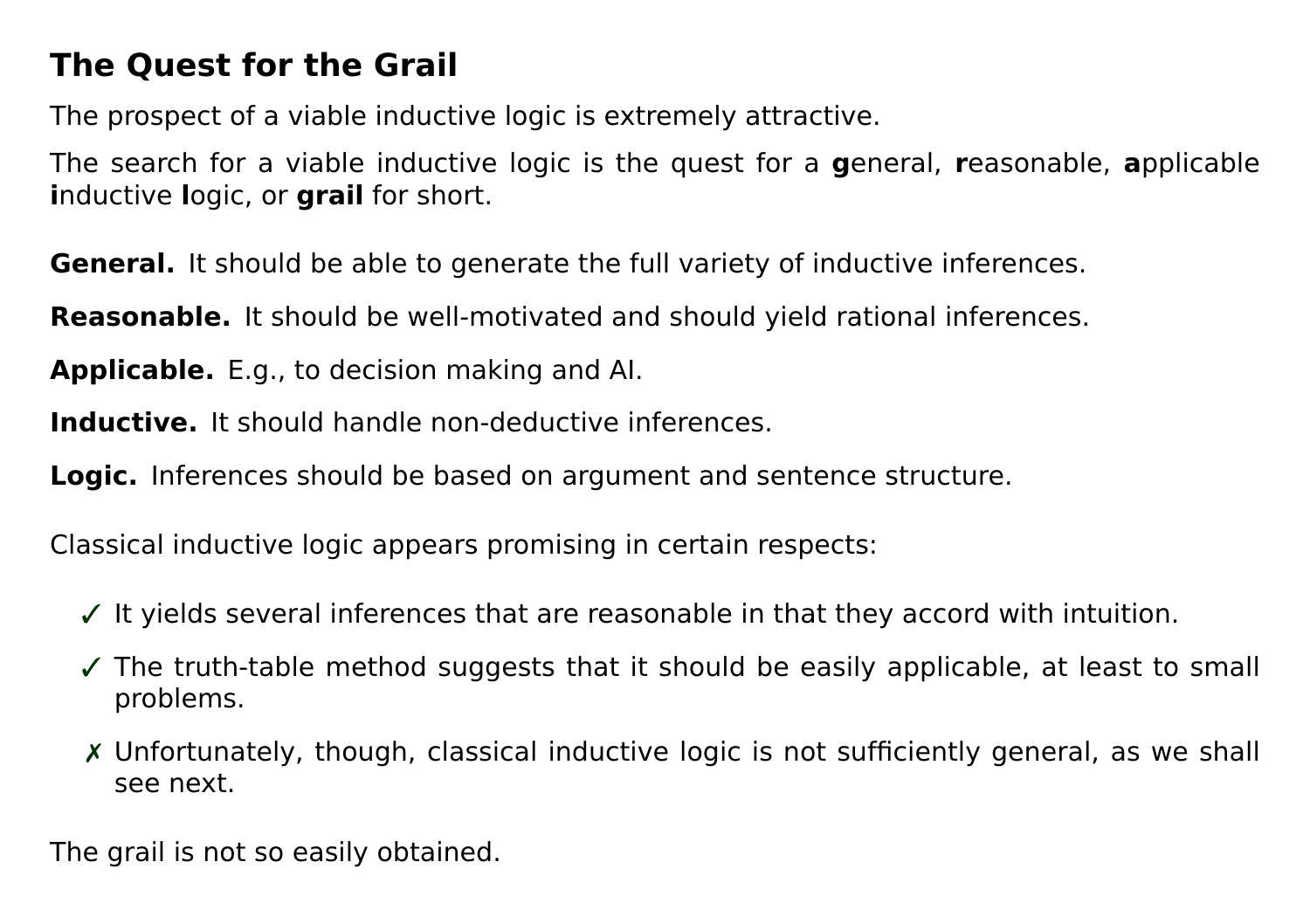## The Quest for the Grail

The prospect of a viable inductive logic is extremely attractive.

The search for a viable inductive logic is the quest for a **g**eneral, **r**easonable, **a**pplicable **i**nductive **l**ogic, or **grail** for short.

**General.** It should be able to generate the full variety of inductive inferences.

**Reasonable.** It should be well-motivated and should yield rational inferences.

**Applicable.** E.g., to decision making and AI.

**Inductive.** It should handle non-deductive inferences.

**Logic.** Inferences should be based on argument and sentence structure.

Classical inductive logic appears promising in certain respects:

- ✓ It yields several inferences that are reasonable in that they accord with intuition.
- ✓ The truth-table method suggests that it should be easily applicable, at least to small problems.
- ✗ Unfortunately, though, classical inductive logic is not sufficiently general, as we shall see next.

The grail is not so easily obtained.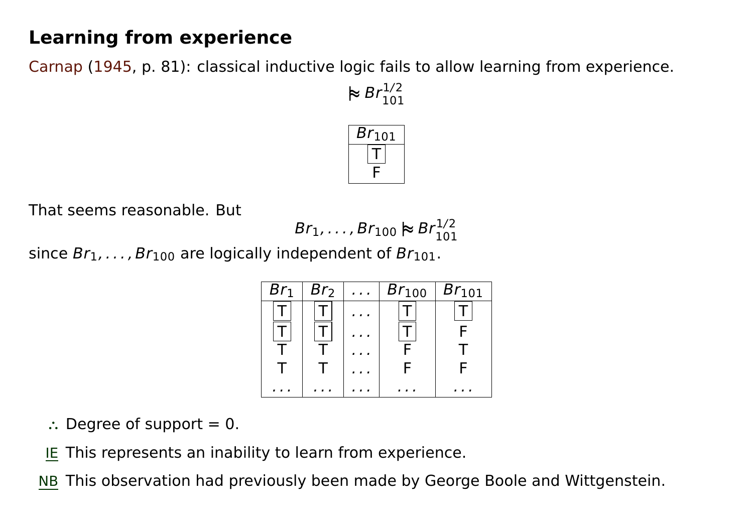## Learning from experience

Carnap (1945, p. 81): classical inductive logic fails to allow learning from experience.

$$\approx Br_{101}^{1/2}$$

| $Br_{101}$ |
|---|
| T |
| F |

That seems reasonable. But

$$Br_1, \ldots, Br_{100} \approx Br_{101}^{1/2}$$

since $Br_1, \ldots, Br_{100}$ are logically independent of $Br_{101}$.

| $Br_1$ | $Br_2$ | ... | $Br_{100}$ | $Br_{101}$ |
|---|---|---|---|---|
| T | T | ... | T | T |
| T | T | ... | T | F |
| T | T | ... | F | T |
| T | T | ... | F | F |
| ... | ... | ... | ... | ... |

∴ Degree of support = 0.

IE This represents an inability to learn from experience.

NB This observation had previously been made by George Boole and Wittgenstein.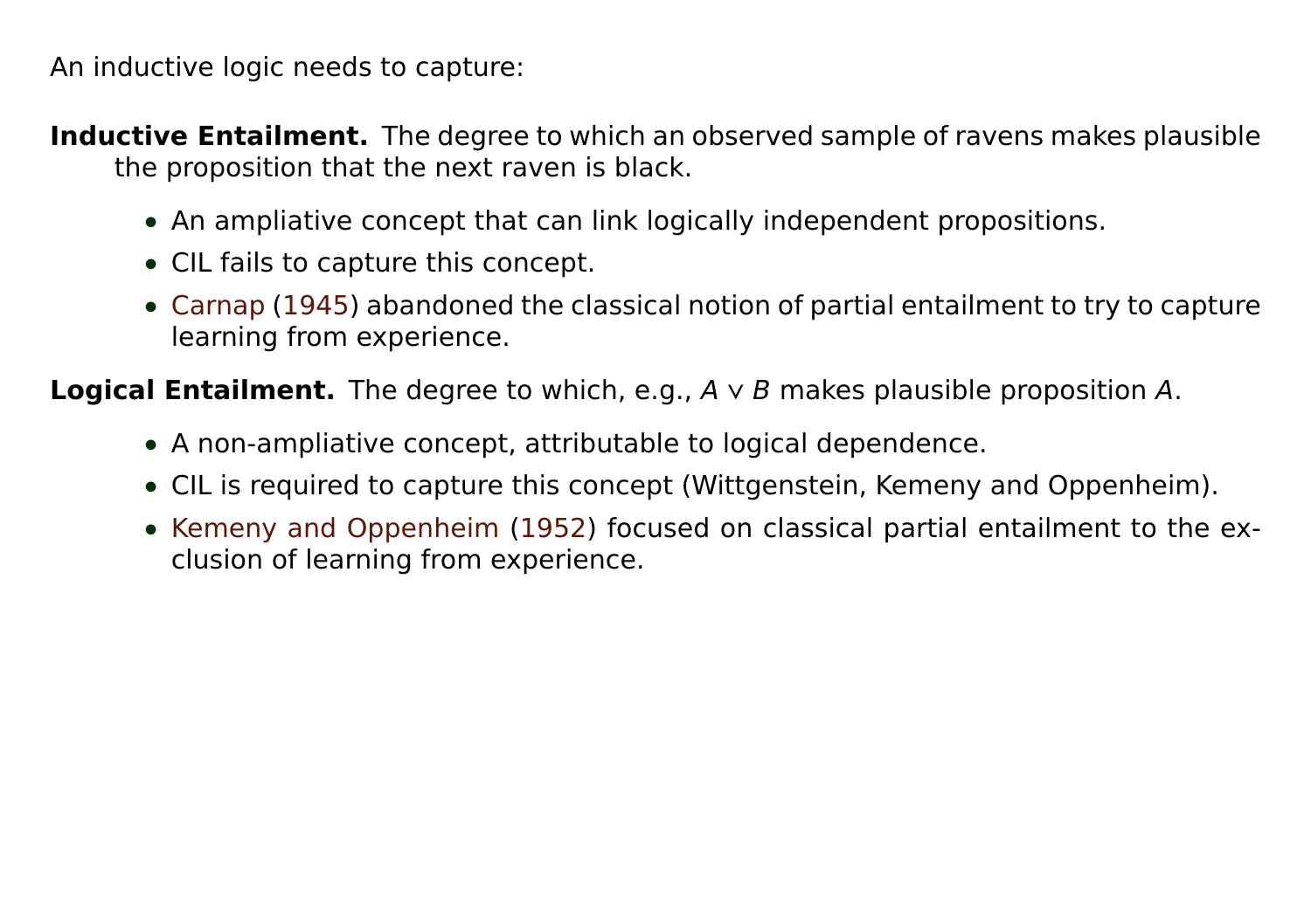An inductive logic needs to capture:

**Inductive Entailment.** The degree to which an observed sample of ravens makes plausible the proposition that the next raven is black.

- An ampliative concept that can link logically independent propositions.
- CIL fails to capture this concept.
- Carnap (1945) abandoned the classical notion of partial entailment to try to capture learning from experience.

**Logical Entailment.** The degree to which, e.g., $A \vee B$ makes plausible proposition $A$.

- A non-ampliative concept, attributable to logical dependence.
- CIL is required to capture this concept (Wittgenstein, Kemeny and Oppenheim).
- Kemeny and Oppenheim (1952) focused on classical partial entailment to the exclusion of learning from experience.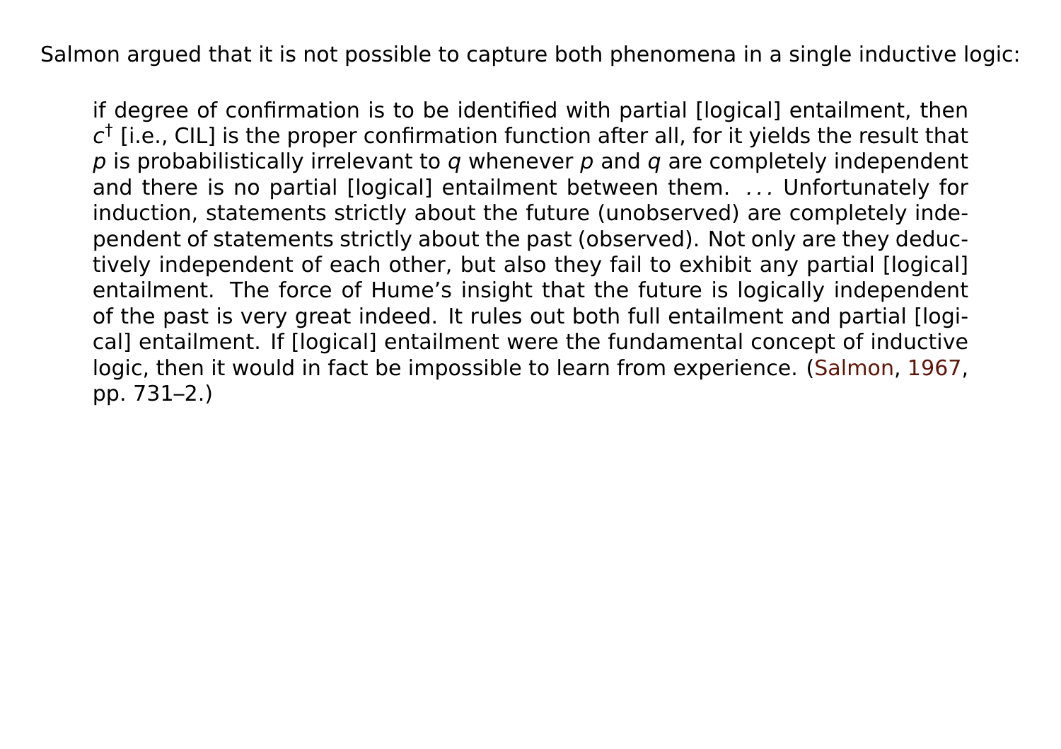Salmon argued that it is not possible to capture both phenomena in a single inductive logic:

> if degree of confirmation is to be identified with partial [logical] entailment, then $c^\dagger$ [i.e., CIL] is the proper confirmation function after all, for it yields the result that *p* is probabilistically irrelevant to *q* whenever *p* and *q* are completely independent and there is no partial [logical] entailment between them. . . . Unfortunately for induction, statements strictly about the future (unobserved) are completely independent of statements strictly about the past (observed). Not only are they deductively independent of each other, but also they fail to exhibit any partial [logical] entailment. The force of Hume's insight that the future is logically independent of the past is very great indeed. It rules out both full entailment and partial [logical] entailment. If [logical] entailment were the fundamental concept of inductive logic, then it would in fact be impossible to learn from experience. (Salmon, 1967, pp. 731–2.)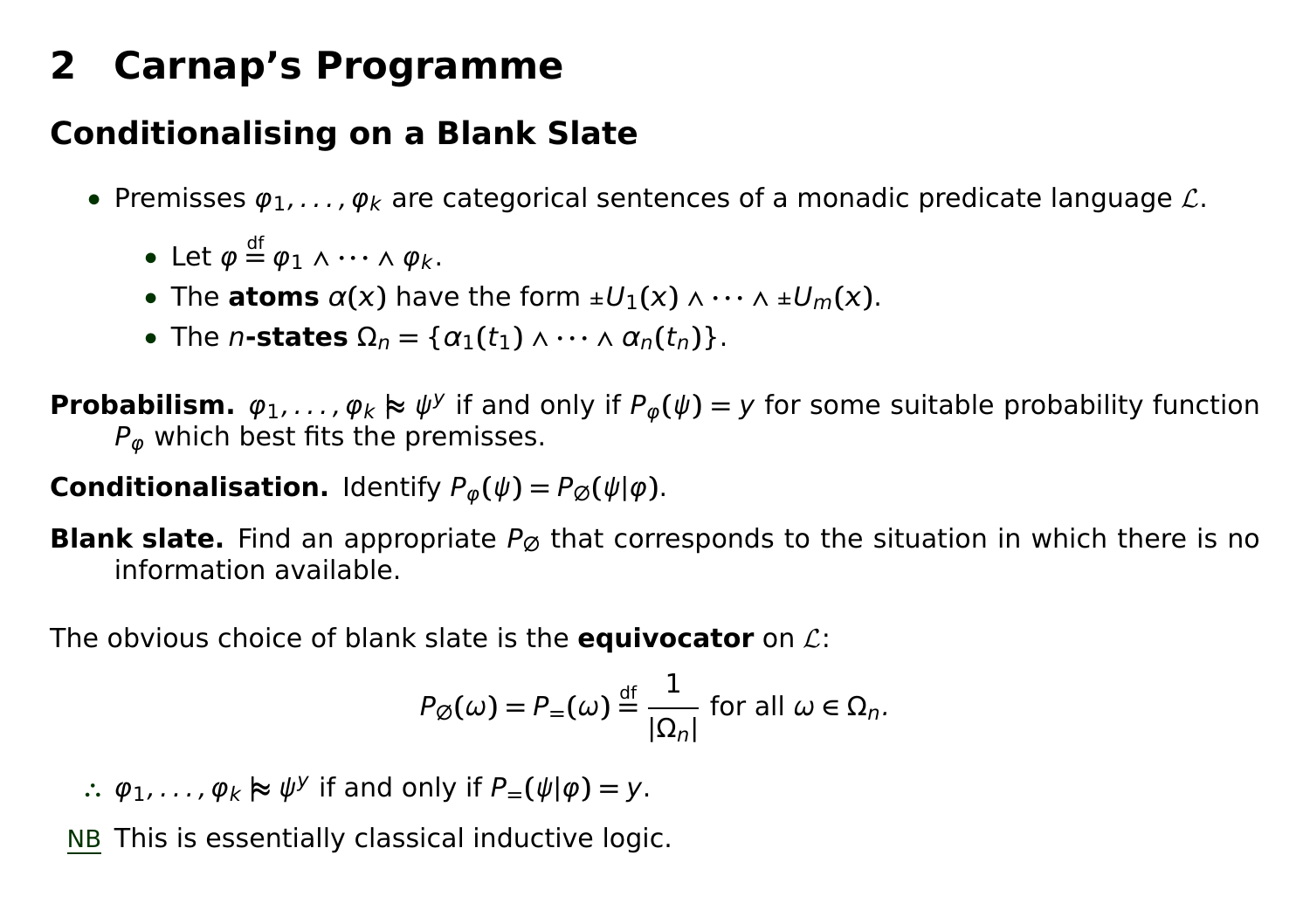# 2 Carnap's Programme

## Conditionalising on a Blank Slate

- Premisses $\varphi_1, \ldots, \varphi_k$ are categorical sentences of a monadic predicate language $\mathcal{L}$.
  - Let $\varphi \stackrel{\text{df}}{=} \varphi_1 \wedge \cdots \wedge \varphi_k$.
  - The **atoms** $\alpha(x)$ have the form $\pm U_1(x) \wedge \cdots \wedge \pm U_m(x)$.
  - The $n$**-states** $\Omega_n = \{\alpha_1(t_1) \wedge \cdots \wedge \alpha_n(t_n)\}$.

**Probabilism.** $\varphi_1, \ldots, \varphi_k \mathrel{|\!\!\!\approx} \psi^y$ if and only if $P_\varphi(\psi) = y$ for some suitable probability function $P_\varphi$ which best fits the premisses.

**Conditionalisation.** Identify $P_\varphi(\psi) = P_\varnothing(\psi|\varphi)$.

**Blank slate.** Find an appropriate $P_\varnothing$ that corresponds to the situation in which there is no information available.

The obvious choice of blank slate is the **equivocator** on $\mathcal{L}$:

$$P_\varnothing(\omega) = P_=(\omega) \stackrel{\text{df}}{=} \frac{1}{|\Omega_n|} \text{ for all } \omega \in \Omega_n.$$

$\therefore$ $\varphi_1, \ldots, \varphi_k \mathrel{|\!\!\!\approx} \psi^y$ if and only if $P_=(\psi|\varphi) = y$.

NB This is essentially classical inductive logic.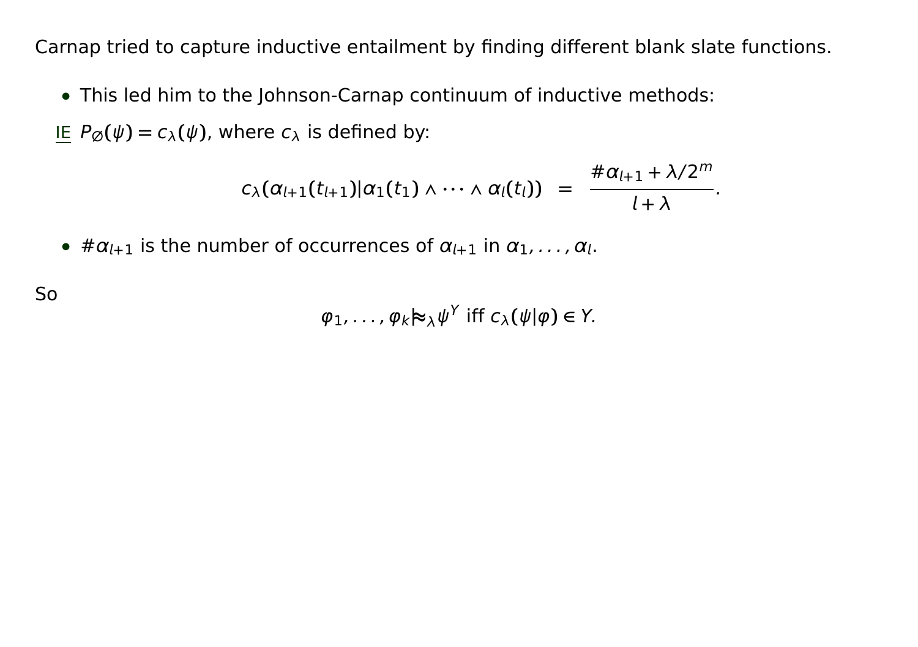Carnap tried to capture inductive entailment by finding different blank slate functions.

- This led him to the Johnson-Carnap continuum of inductive methods:

IE $P_\varnothing(\psi) = c_\lambda(\psi)$, where $c_\lambda$ is defined by:

$$c_\lambda(\alpha_{l+1}(t_{l+1}) | \alpha_1(t_1) \wedge \cdots \wedge \alpha_l(t_l)) \;=\; \frac{\#\alpha_{l+1} + \lambda/2^m}{l + \lambda}.$$

- $\#\alpha_{l+1}$ is the number of occurrences of $\alpha_{l+1}$ in $\alpha_1, \ldots, \alpha_l$.

So

$$\varphi_1, \ldots, \varphi_k \mid\!\approx_\lambda \psi^Y \text{ iff } c_\lambda(\psi|\varphi) \in Y.$$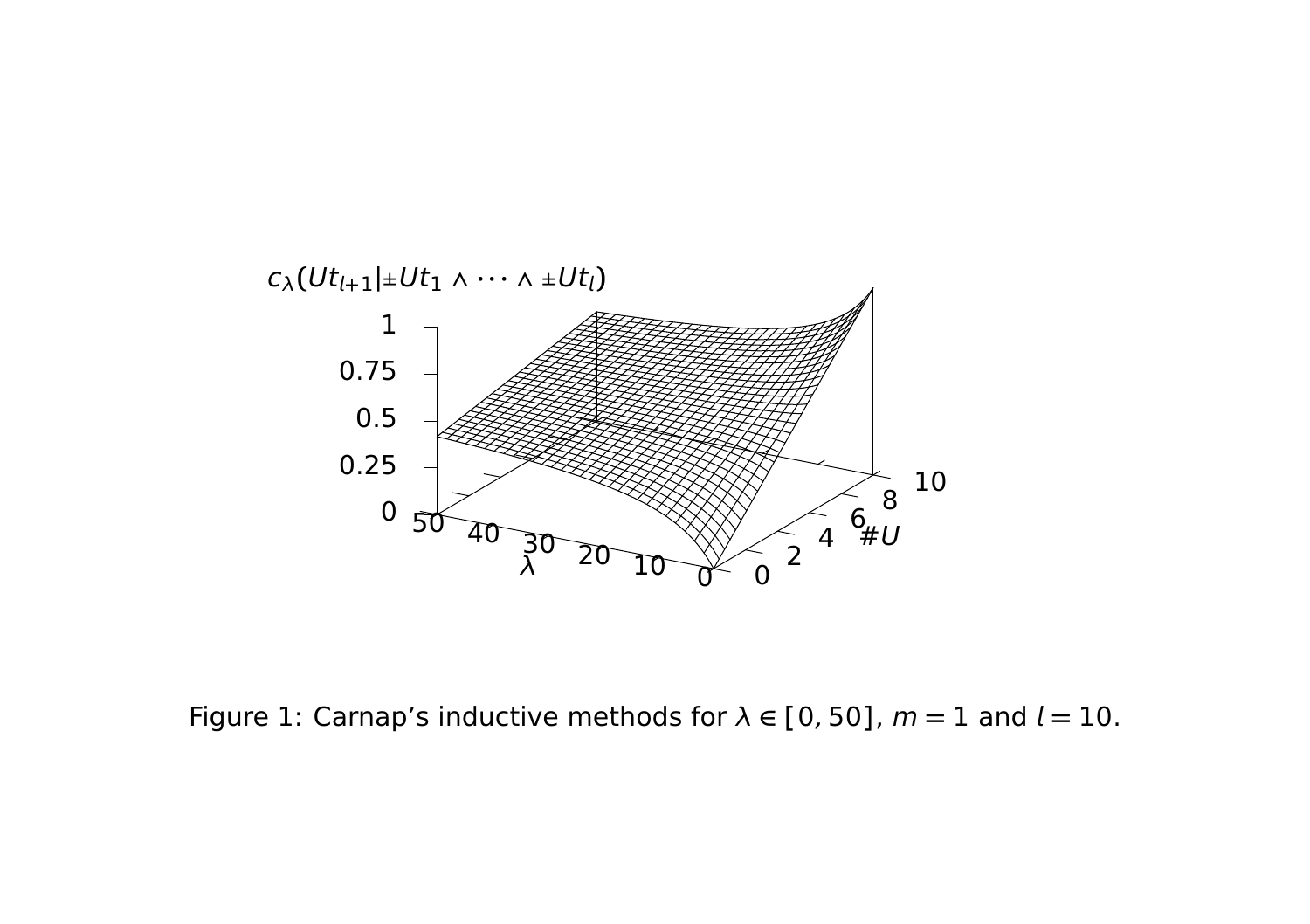Figure 1: Carnap's inductive methods for $\lambda \in [0, 50]$, $m = 1$ and $l = 10$.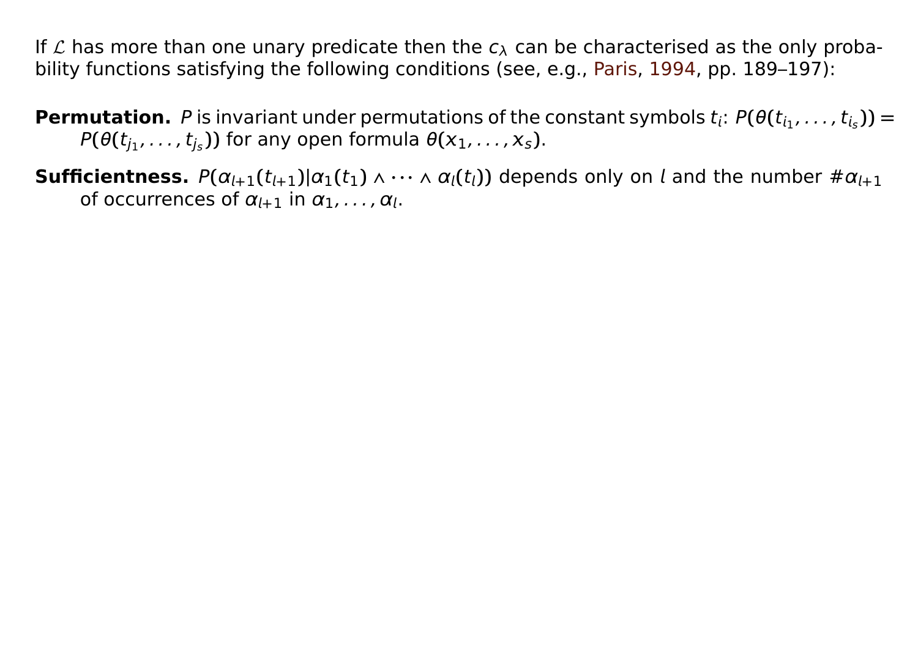If $\mathcal{L}$ has more than one unary predicate then the $c_\lambda$ can be characterised as the only probability functions satisfying the following conditions (see, e.g., Paris, 1994, pp. 189–197):

**Permutation.** $P$ is invariant under permutations of the constant symbols $t_i$: $P(\theta(t_{i_1}, \ldots, t_{i_s})) = P(\theta(t_{j_1}, \ldots, t_{j_s}))$ for any open formula $\theta(x_1, \ldots, x_s)$.

**Sufficientness.** $P(\alpha_{l+1}(t_{l+1})|\alpha_1(t_1) \wedge \cdots \wedge \alpha_l(t_l))$ depends only on $l$ and the number $\#\alpha_{l+1}$ of occurrences of $\alpha_{l+1}$ in $\alpha_1, \ldots, \alpha_l$.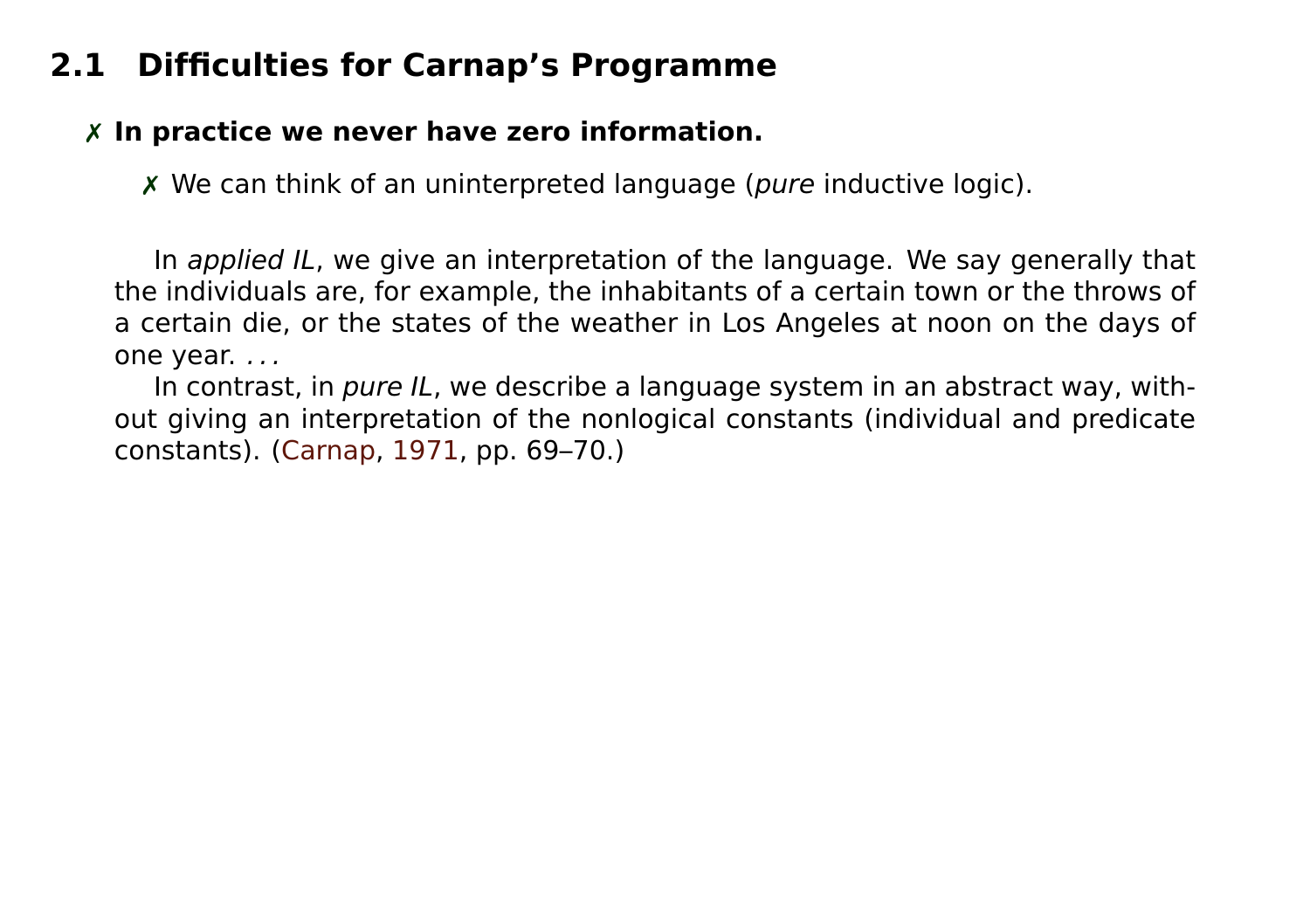## 2.1 Difficulties for Carnap's Programme

- ✗ **In practice we never have zero information.**
  - ✗ We can think of an uninterpreted language (*pure* inductive logic).

> In *applied IL*, we give an interpretation of the language. We say generally that the individuals are, for example, the inhabitants of a certain town or the throws of a certain die, or the states of the weather in Los Angeles at noon on the days of one year. ...
>
> In contrast, in *pure IL*, we describe a language system in an abstract way, without giving an interpretation of the nonlogical constants (individual and predicate constants). (Carnap, 1971, pp. 69–70.)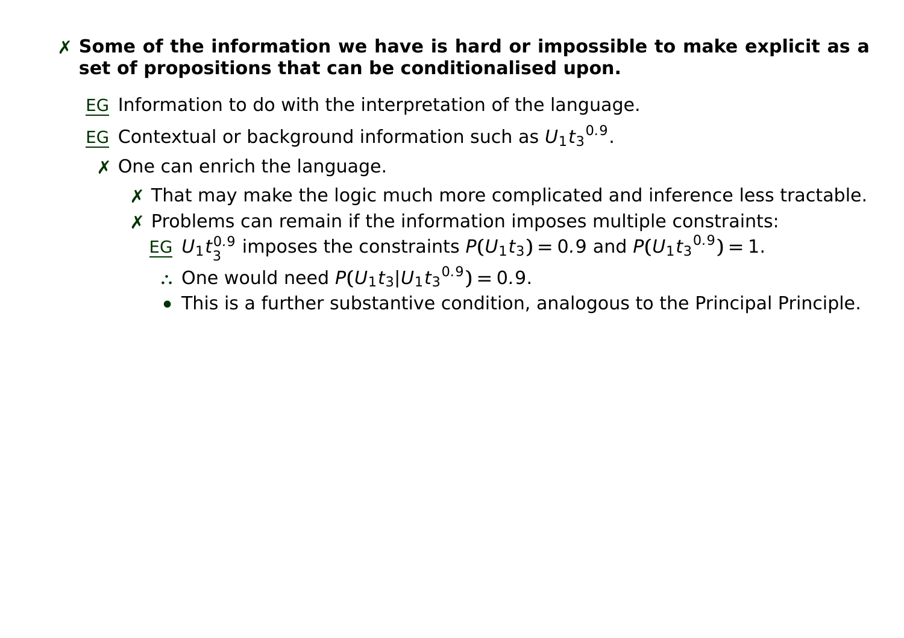- ✗ **Some of the information we have is hard or impossible to make explicit as a set of propositions that can be conditionalised upon.**
  - EG Information to do with the interpretation of the language.
  - EG Contextual or background information such as ${U_1t_3}^{0.9}$.
  - ✗ One can enrich the language.
    - ✗ That may make the logic much more complicated and inference less tractable.
    - ✗ Problems can remain if the information imposes multiple constraints:
      - EG $U_1t_3^{0.9}$ imposes the constraints $P(U_1t_3) = 0.9$ and $P({U_1t_3}^{0.9}) = 1$.
        - ∴ One would need $P(U_1t_3|{U_1t_3}^{0.9}) = 0.9$.
        - This is a further substantive condition, analogous to the Principal Principle.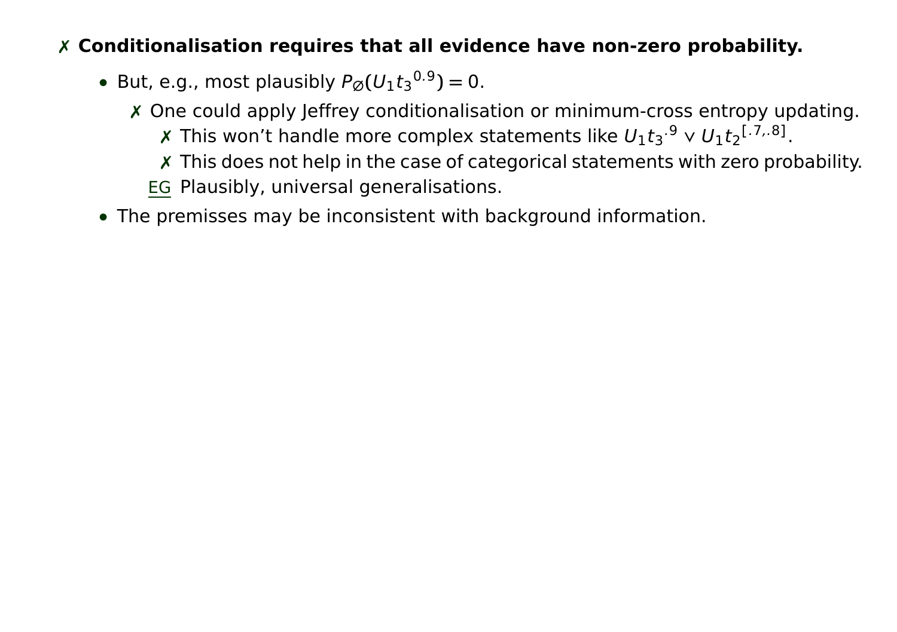- ✗ **Conditionalisation requires that all evidence have non-zero probability.**
  - But, e.g., most plausibly $P_{\varnothing}(U_1 {t_3}^{0.9}) = 0$.
    - ✗ One could apply Jeffrey conditionalisation or minimum-cross entropy updating.
      - ✗ This won't handle more complex statements like $U_1 {t_3}^{.9} \vee U_1 {t_2}^{[.7,.8]}$.
      - ✗ This does not help in the case of categorical statements with zero probability.
    - EG Plausibly, universal generalisations.
  - The premisses may be inconsistent with background information.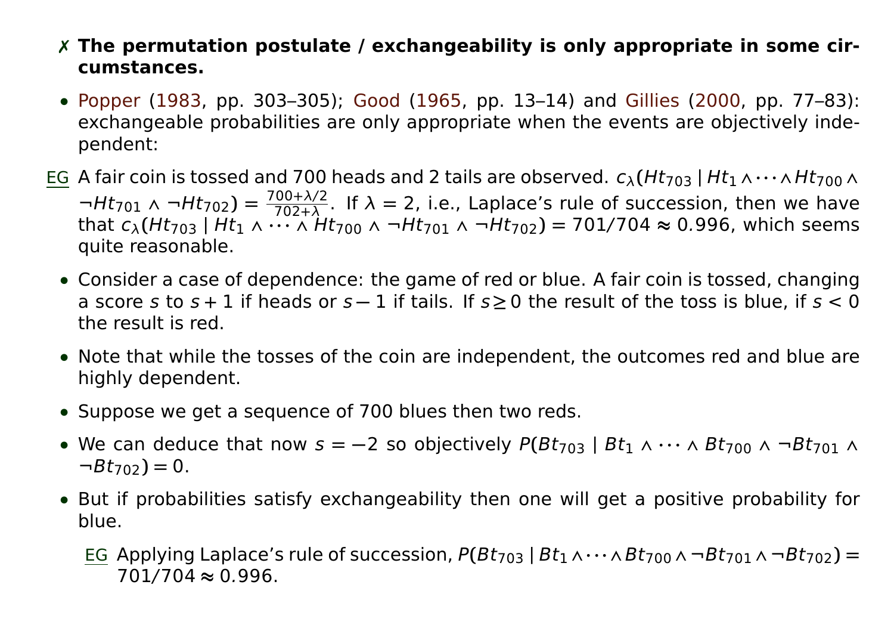✗ **The permutation postulate / exchangeability is only appropriate in some circumstances.**

- Popper (1983, pp. 303–305); Good (1965, pp. 13–14) and Gillies (2000, pp. 77–83): exchangeable probabilities are only appropriate when the events are objectively independent:

EG A fair coin is tossed and 700 heads and 2 tails are observed. $c_\lambda(Ht_{703} \mid Ht_1 \wedge \cdots \wedge Ht_{700} \wedge \neg Ht_{701} \wedge \neg Ht_{702}) = \frac{700+\lambda/2}{702+\lambda}$. If $\lambda = 2$, i.e., Laplace's rule of succession, then we have that $c_\lambda(Ht_{703} \mid Ht_1 \wedge \cdots \wedge Ht_{700} \wedge \neg Ht_{701} \wedge \neg Ht_{702}) = 701/704 \approx 0.996$, which seems quite reasonable.

- Consider a case of dependence: the game of red or blue. A fair coin is tossed, changing a score $s$ to $s+1$ if heads or $s-1$ if tails. If $s \geq 0$ the result of the toss is blue, if $s < 0$ the result is red.
- Note that while the tosses of the coin are independent, the outcomes red and blue are highly dependent.
- Suppose we get a sequence of 700 blues then two reds.
- We can deduce that now $s = -2$ so objectively $P(Bt_{703} \mid Bt_1 \wedge \cdots \wedge Bt_{700} \wedge \neg Bt_{701} \wedge \neg Bt_{702}) = 0$.
- But if probabilities satisfy exchangeability then one will get a positive probability for blue.

  EG Applying Laplace's rule of succession, $P(Bt_{703} \mid Bt_1 \wedge \cdots \wedge Bt_{700} \wedge \neg Bt_{701} \wedge \neg Bt_{702}) = 701/704 \approx 0.996$.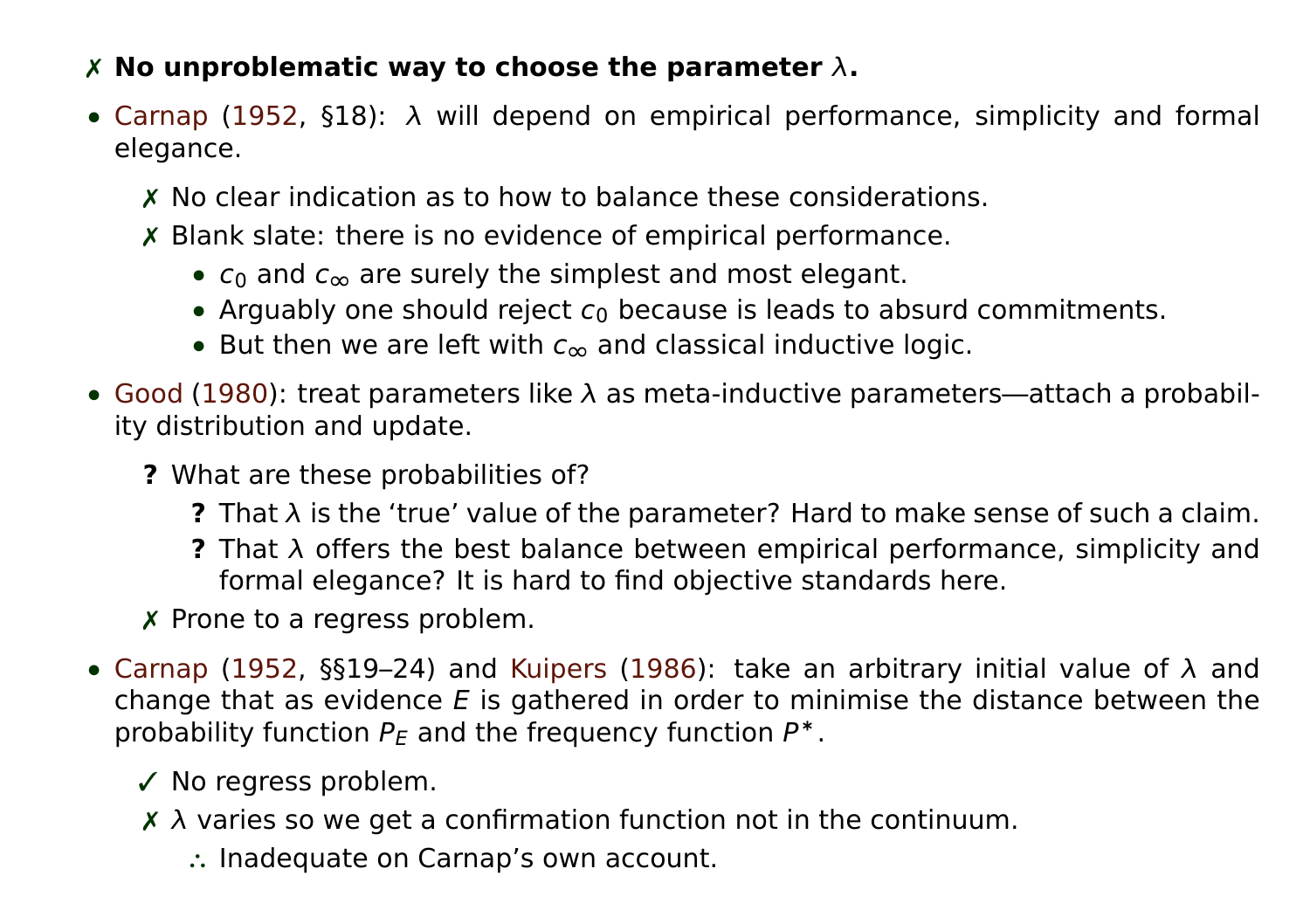✗ **No unproblematic way to choose the parameter $\lambda$.**

- Carnap (1952, §18): $\lambda$ will depend on empirical performance, simplicity and formal elegance.
  - ✗ No clear indication as to how to balance these considerations.
  - ✗ Blank slate: there is no evidence of empirical performance.
    - $c_0$ and $c_\infty$ are surely the simplest and most elegant.
    - Arguably one should reject $c_0$ because is leads to absurd commitments.
    - But then we are left with $c_\infty$ and classical inductive logic.
- Good (1980): treat parameters like $\lambda$ as meta-inductive parameters—attach a probability distribution and update.
  - **?** What are these probabilities of?
    - **?** That $\lambda$ is the 'true' value of the parameter? Hard to make sense of such a claim.
    - **?** That $\lambda$ offers the best balance between empirical performance, simplicity and formal elegance? It is hard to find objective standards here.
  - ✗ Prone to a regress problem.
- Carnap (1952, §§19–24) and Kuipers (1986): take an arbitrary initial value of $\lambda$ and change that as evidence $E$ is gathered in order to minimise the distance between the probability function $P_E$ and the frequency function $P^*$.
  - ✓ No regress problem.
  - ✗ $\lambda$ varies so we get a confirmation function not in the continuum.
    - ∴ Inadequate on Carnap's own account.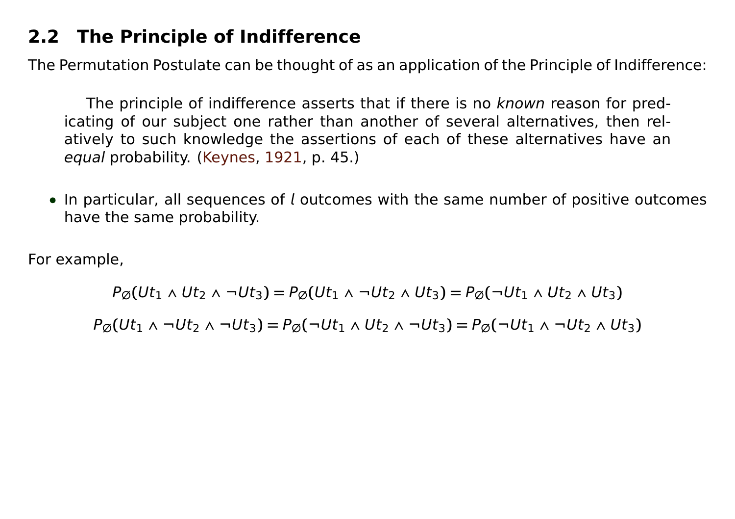## 2.2 The Principle of Indifference

The Permutation Postulate can be thought of as an application of the Principle of Indifference:

> The principle of indifference asserts that if there is no *known* reason for predicating of our subject one rather than another of several alternatives, then relatively to such knowledge the assertions of each of these alternatives have an *equal* probability. (Keynes, 1921, p. 45.)

- In particular, all sequences of $l$ outcomes with the same number of positive outcomes have the same probability.

For example,

$$P_\varnothing(Ut_1 \wedge Ut_2 \wedge \neg Ut_3) = P_\varnothing(Ut_1 \wedge \neg Ut_2 \wedge Ut_3) = P_\varnothing(\neg Ut_1 \wedge Ut_2 \wedge Ut_3)$$

$$P_\varnothing(Ut_1 \wedge \neg Ut_2 \wedge \neg Ut_3) = P_\varnothing(\neg Ut_1 \wedge Ut_2 \wedge \neg Ut_3) = P_\varnothing(\neg Ut_1 \wedge \neg Ut_2 \wedge Ut_3)$$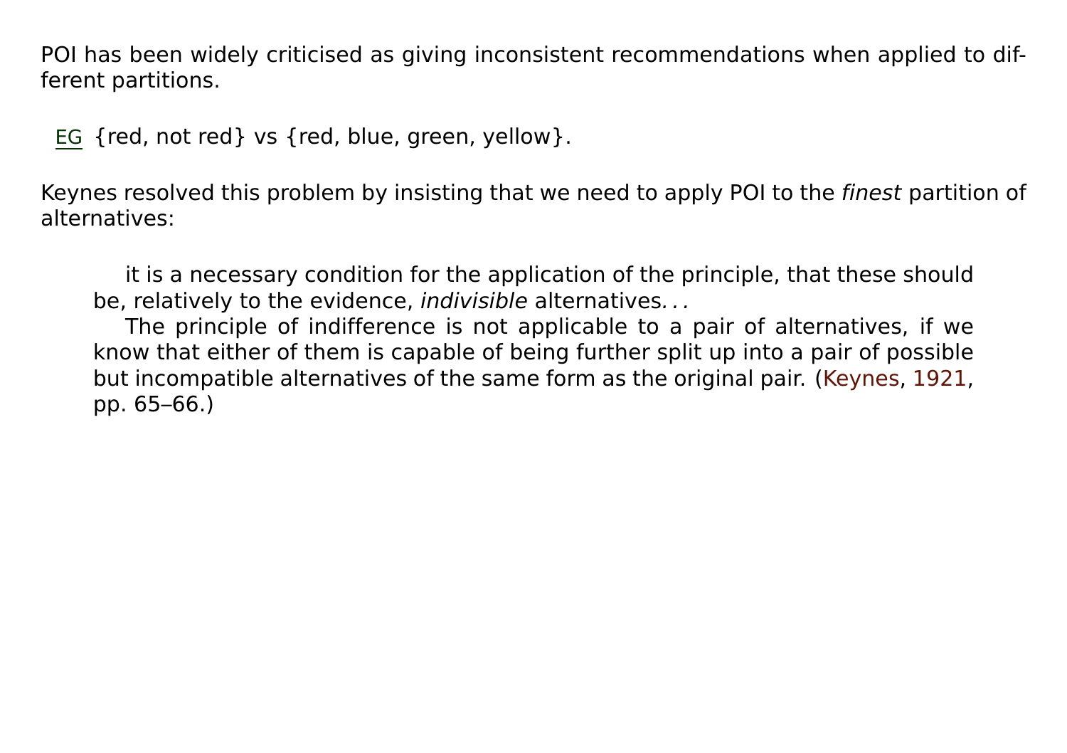POI has been widely criticised as giving inconsistent recommendations when applied to different partitions.

EG {red, not red} vs {red, blue, green, yellow}.

Keynes resolved this problem by insisting that we need to apply POI to the *finest* partition of alternatives:

> it is a necessary condition for the application of the principle, that these should be, relatively to the evidence, *indivisible* alternatives...
>
> The principle of indifference is not applicable to a pair of alternatives, if we know that either of them is capable of being further split up into a pair of possible but incompatible alternatives of the same form as the original pair. (Keynes, 1921, pp. 65–66.)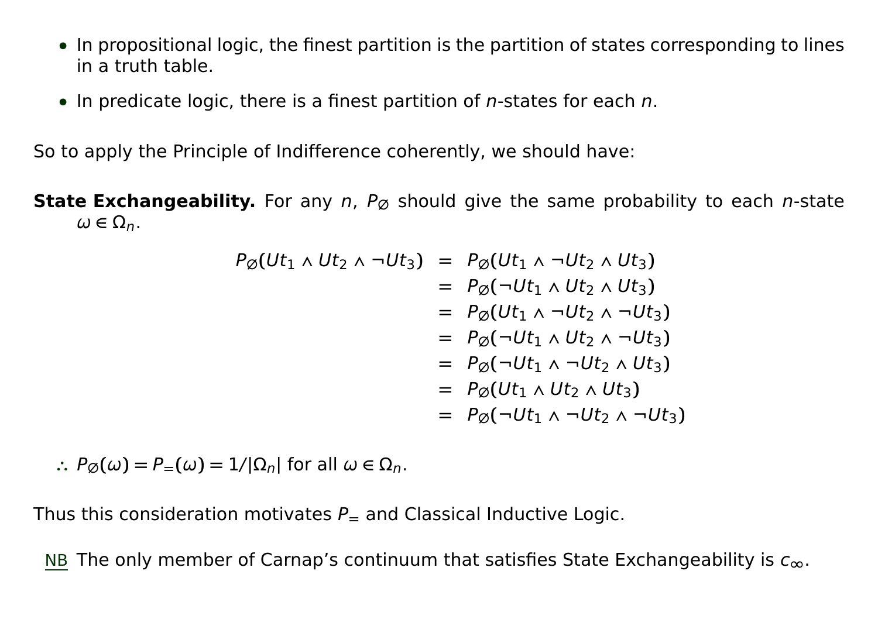- In propositional logic, the finest partition is the partition of states corresponding to lines in a truth table.
- In predicate logic, there is a finest partition of $n$-states for each $n$.

So to apply the Principle of Indifference coherently, we should have:

**State Exchangeability.** For any $n$, $P_\varnothing$ should give the same probability to each $n$-state $\omega \in \Omega_n$.

$$
\begin{aligned}
P_\varnothing(Ut_1 \wedge Ut_2 \wedge \neg Ut_3) &= P_\varnothing(Ut_1 \wedge \neg Ut_2 \wedge Ut_3) \\
&= P_\varnothing(\neg Ut_1 \wedge Ut_2 \wedge Ut_3) \\
&= P_\varnothing(Ut_1 \wedge \neg Ut_2 \wedge \neg Ut_3) \\
&= P_\varnothing(\neg Ut_1 \wedge Ut_2 \wedge \neg Ut_3) \\
&= P_\varnothing(\neg Ut_1 \wedge \neg Ut_2 \wedge Ut_3) \\
&= P_\varnothing(Ut_1 \wedge Ut_2 \wedge Ut_3) \\
&= P_\varnothing(\neg Ut_1 \wedge \neg Ut_2 \wedge \neg Ut_3)
\end{aligned}
$$

$\therefore$ $P_\varnothing(\omega) = P_=(\omega) = 1/|\Omega_n|$ for all $\omega \in \Omega_n$.

Thus this consideration motivates $P_=$ and Classical Inductive Logic.

NB The only member of Carnap's continuum that satisfies State Exchangeability is $c_\infty$.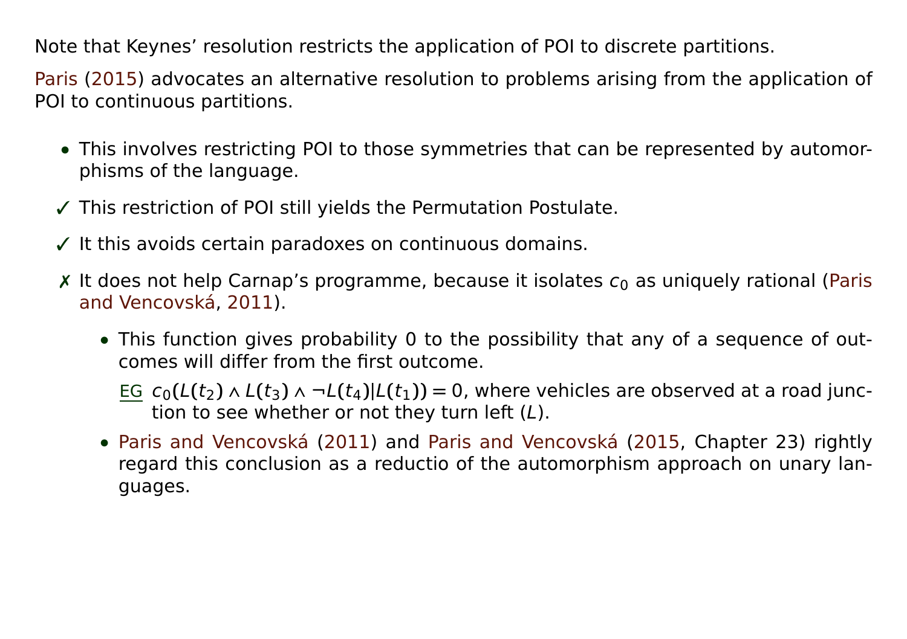Note that Keynes' resolution restricts the application of POI to discrete partitions.

Paris (2015) advocates an alternative resolution to problems arising from the application of POI to continuous partitions.

- This involves restricting POI to those symmetries that can be represented by automorphisms of the language.

✓ This restriction of POI still yields the Permutation Postulate.

✓ It this avoids certain paradoxes on continuous domains.

✗ It does not help Carnap's programme, because it isolates $c_0$ as uniquely rational (Paris and Vencovská, 2011).

  - This function gives probability 0 to the possibility that any of a sequence of outcomes will differ from the first outcome.

    EG $c_0(L(t_2) \wedge L(t_3) \wedge \neg L(t_4) | L(t_1)) = 0$, where vehicles are observed at a road junction to see whether or not they turn left ($L$).

  - Paris and Vencovská (2011) and Paris and Vencovská (2015, Chapter 23) rightly regard this conclusion as a reductio of the automorphism approach on unary languages.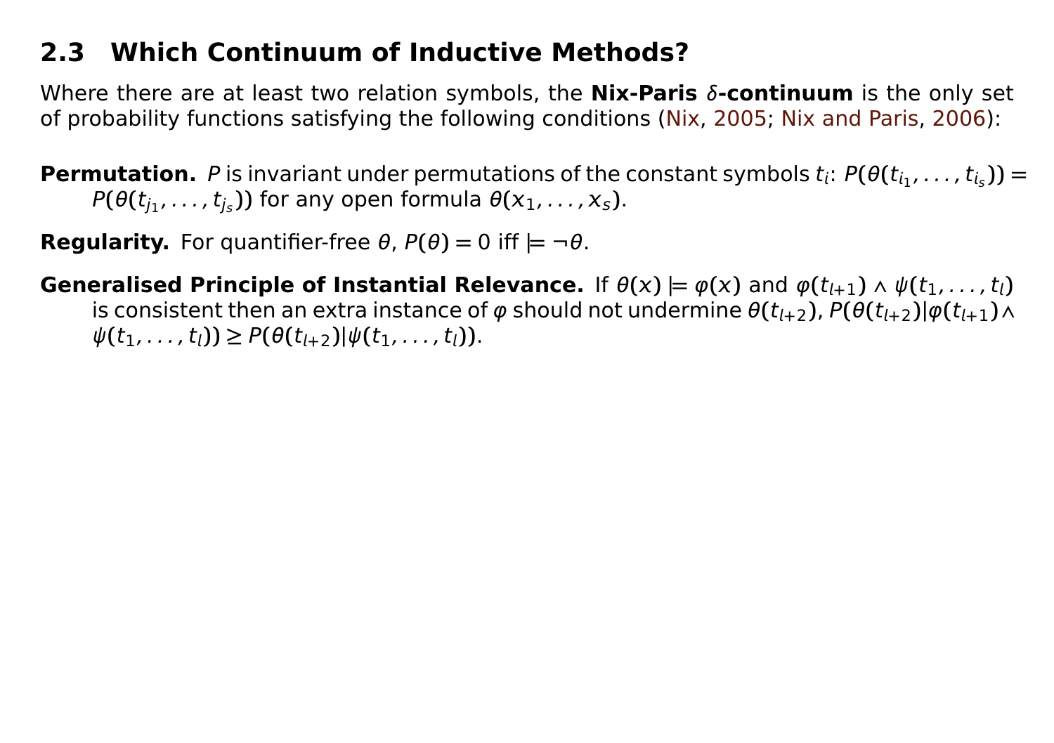## 2.3 Which Continuum of Inductive Methods?

Where there are at least two relation symbols, the **Nix-Paris $\delta$-continuum** is the only set of probability functions satisfying the following conditions (Nix, 2005; Nix and Paris, 2006):

**Permutation.** $P$ is invariant under permutations of the constant symbols $t_i$: $P(\theta(t_{i_1},\ldots,t_{i_s})) = P(\theta(t_{j_1},\ldots,t_{j_s}))$ for any open formula $\theta(x_1,\ldots,x_s)$.

**Regularity.** For quantifier-free $\theta$, $P(\theta) = 0$ iff $\models \neg\theta$.

**Generalised Principle of Instantial Relevance.** If $\theta(x) \models \varphi(x)$ and $\varphi(t_{l+1}) \wedge \psi(t_1,\ldots,t_l)$ is consistent then an extra instance of $\varphi$ should not undermine $\theta(t_{l+2})$, $P(\theta(t_{l+2})|\varphi(t_{l+1}) \wedge \psi(t_1,\ldots,t_l)) \geq P(\theta(t_{l+2})|\psi(t_1,\ldots,t_l))$.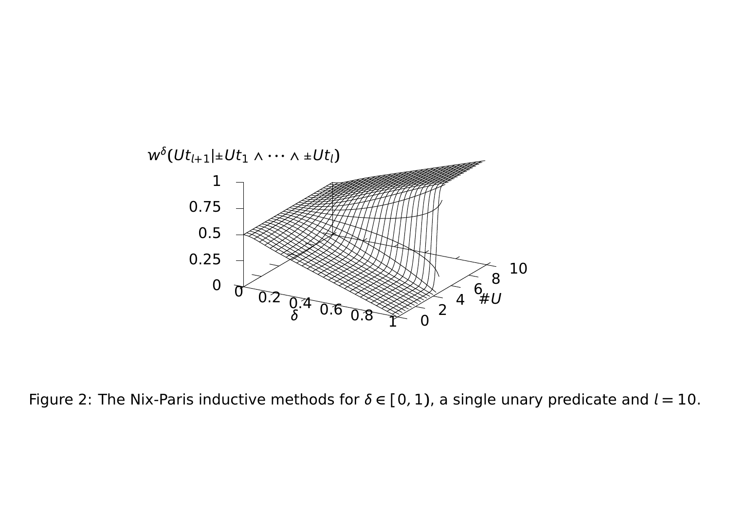Figure 2: The Nix-Paris inductive methods for $\delta \in [0,1)$, a single unary predicate and $l = 10$.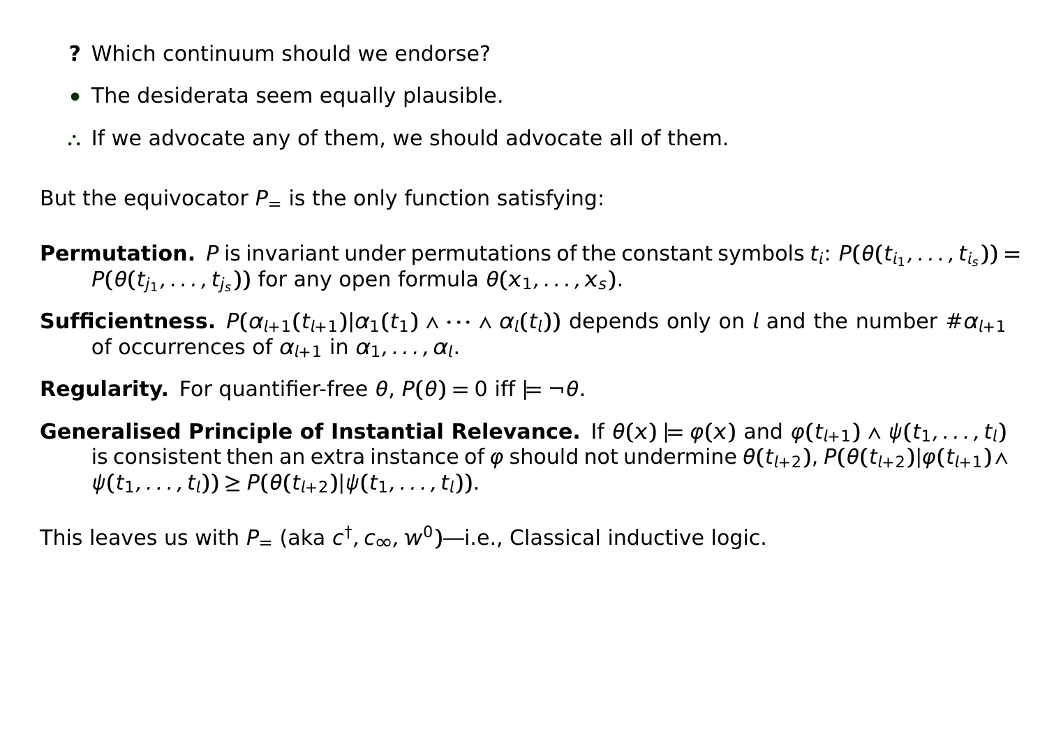- **?** Which continuum should we endorse?
- The desiderata seem equally plausible.
- ∴ If we advocate any of them, we should advocate all of them.

But the equivocator $P_=$ is the only function satisfying:

**Permutation.** $P$ is invariant under permutations of the constant symbols $t_i$: $P(\theta(t_{i_1}, \ldots, t_{i_s})) = P(\theta(t_{j_1}, \ldots, t_{j_s}))$ for any open formula $\theta(x_1, \ldots, x_s)$.

**Sufficientness.** $P(\alpha_{l+1}(t_{l+1}) | \alpha_1(t_1) \wedge \cdots \wedge \alpha_l(t_l))$ depends only on $l$ and the number $\#\alpha_{l+1}$ of occurrences of $\alpha_{l+1}$ in $\alpha_1, \ldots, \alpha_l$.

**Regularity.** For quantifier-free $\theta$, $P(\theta) = 0$ iff $\models \neg\theta$.

**Generalised Principle of Instantial Relevance.** If $\theta(x) \models \varphi(x)$ and $\varphi(t_{l+1}) \wedge \psi(t_1, \ldots, t_l)$ is consistent then an extra instance of $\varphi$ should not undermine $\theta(t_{l+2})$, $P(\theta(t_{l+2}) | \varphi(t_{l+1}) \wedge \psi(t_1, \ldots, t_l)) \geq P(\theta(t_{l+2}) | \psi(t_1, \ldots, t_l))$.

This leaves us with $P_=$ (aka $c^\dagger, c_\infty, w^0$)—i.e., Classical inductive logic.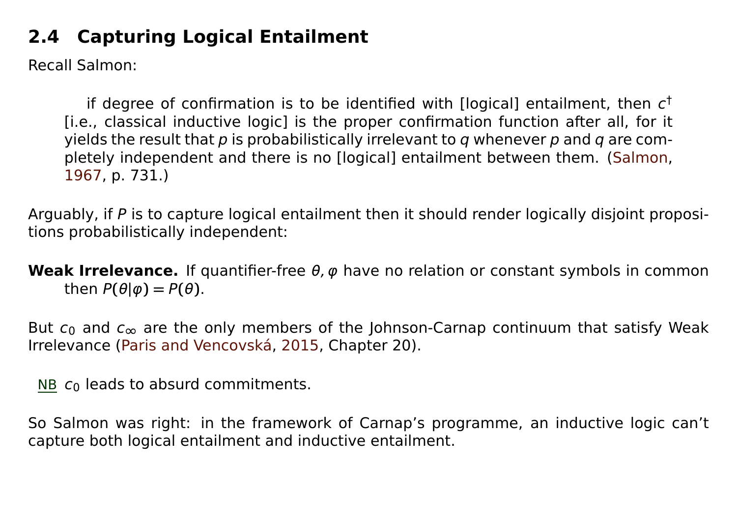## 2.4 Capturing Logical Entailment

Recall Salmon:

> if degree of confirmation is to be identified with [logical] entailment, then $c^\dagger$ [i.e., classical inductive logic] is the proper confirmation function after all, for it yields the result that $p$ is probabilistically irrelevant to $q$ whenever $p$ and $q$ are completely independent and there is no [logical] entailment between them. (Salmon, 1967, p. 731.)

Arguably, if $P$ is to capture logical entailment then it should render logically disjoint propositions probabilistically independent:

**Weak Irrelevance.** If quantifier-free $\theta, \varphi$ have no relation or constant symbols in common then $P(\theta|\varphi) = P(\theta)$.

But $c_0$ and $c_\infty$ are the only members of the Johnson-Carnap continuum that satisfy Weak Irrelevance (Paris and Vencovská, 2015, Chapter 20).

NB $c_0$ leads to absurd commitments.

So Salmon was right: in the framework of Carnap's programme, an inductive logic can't capture both logical entailment and inductive entailment.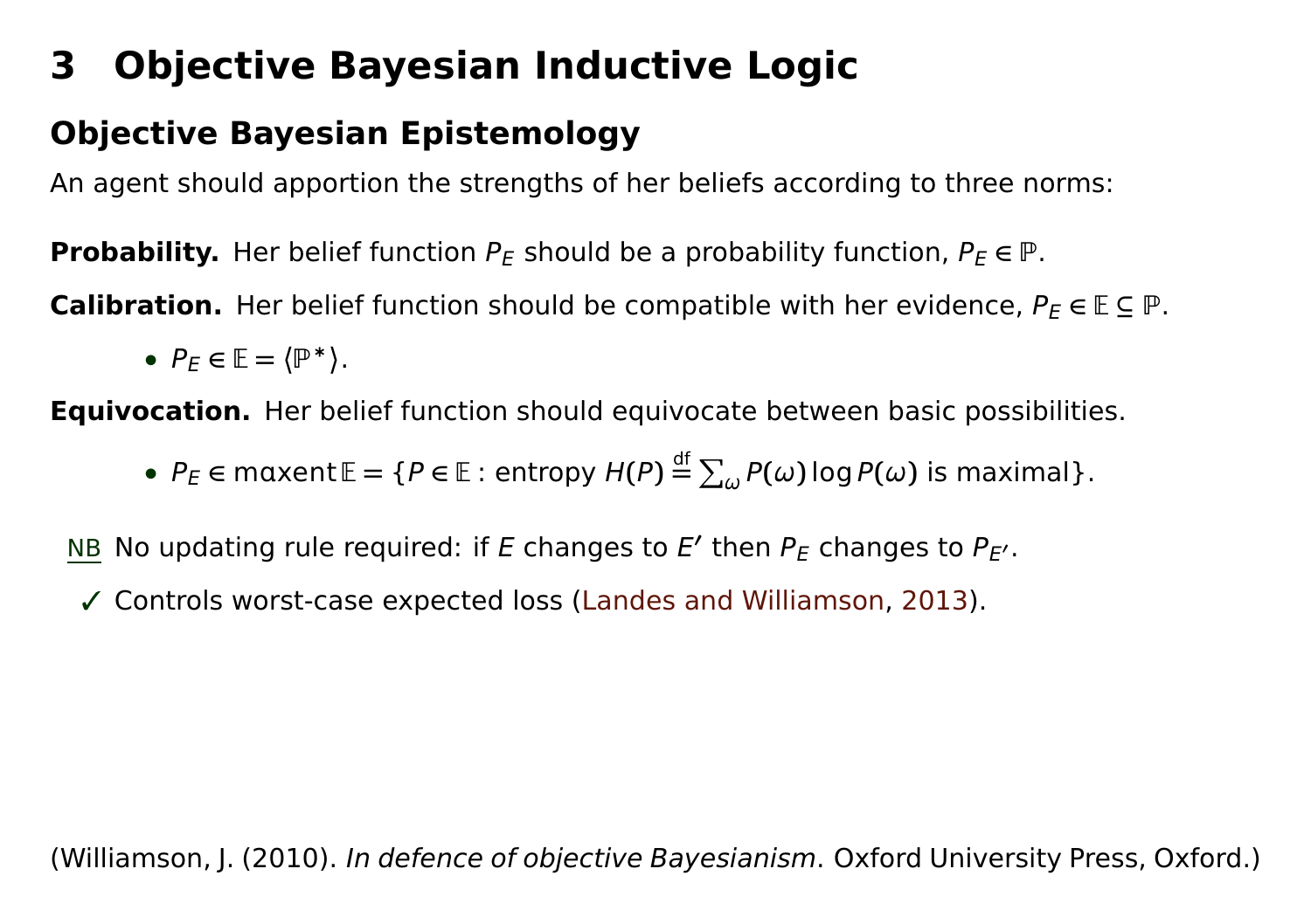# 3 Objective Bayesian Inductive Logic

## Objective Bayesian Epistemology

An agent should apportion the strengths of her beliefs according to three norms:

**Probability.** Her belief function $P_E$ should be a probability function, $P_E \in \mathbb{P}$.

**Calibration.** Her belief function should be compatible with her evidence, $P_E \in \mathbb{E} \subseteq \mathbb{P}$.

- $P_E \in \mathbb{E} = \langle \mathbb{P}^* \rangle$.

**Equivocation.** Her belief function should equivocate between basic possibilities.

- $P_E \in \text{maxent}\,\mathbb{E} = \{P \in \mathbb{E} : \text{entropy } H(P) \stackrel{\text{df}}{=} \sum_\omega P(\omega) \log P(\omega) \text{ is maximal}\}$.

NB No updating rule required: if $E$ changes to $E'$ then $P_E$ changes to $P_{E'}$.

✓ Controls worst-case expected loss (Landes and Williamson, 2013).

(Williamson, J. (2010). *In defence of objective Bayesianism*. Oxford University Press, Oxford.)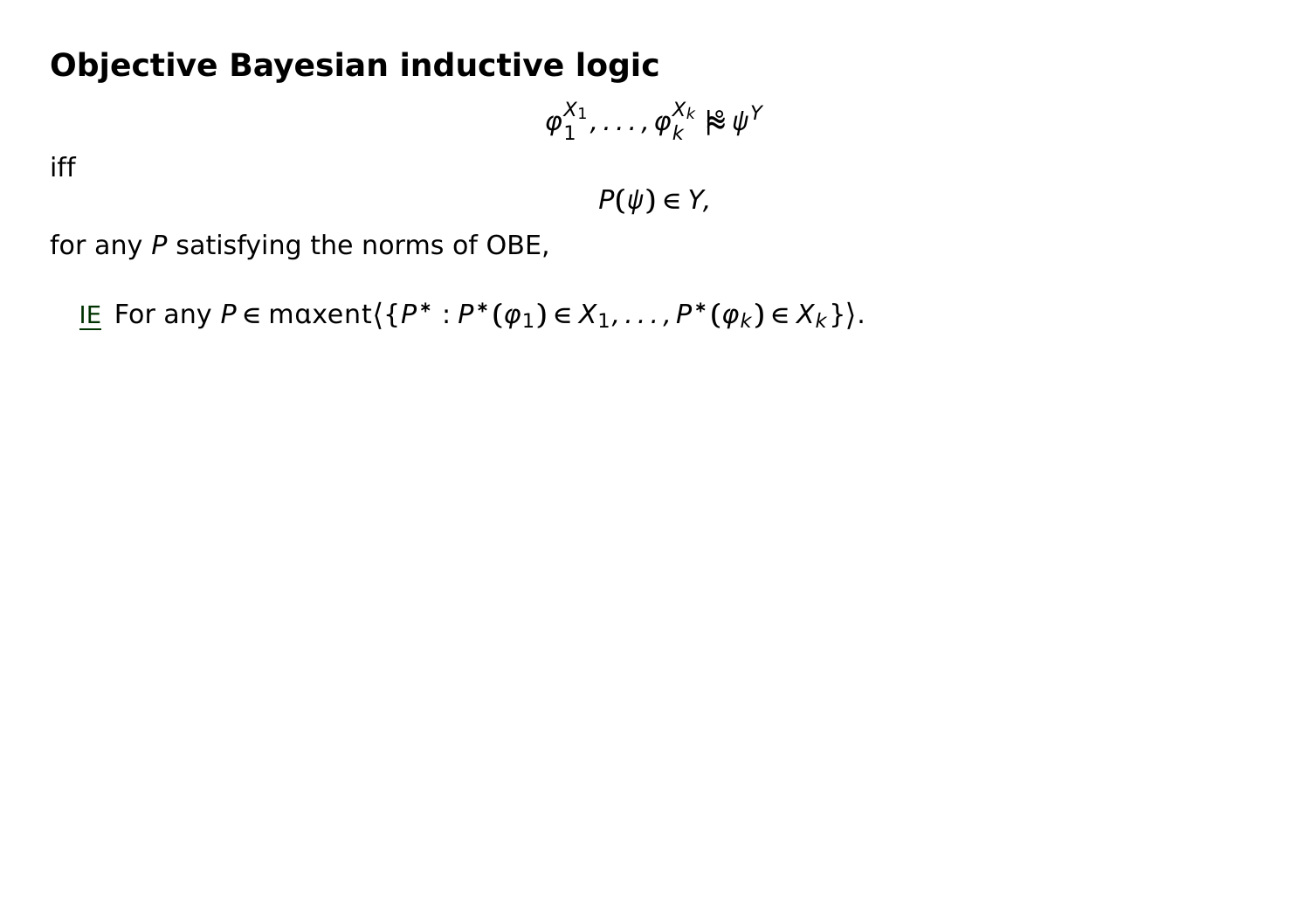# Objective Bayesian inductive logic

$$\varphi_1^{X_1}, \ldots, \varphi_k^{X_k} \mathrel{|\!\approx\!\!\!\!\!\!\circ\;} \psi^Y$$

iff

$$P(\psi) \in Y,$$

for any $P$ satisfying the norms of OBE,

IE For any $P \in \mathrm{maxent}\langle\{P^* : P^*(\varphi_1) \in X_1, \ldots, P^*(\varphi_k) \in X_k\}\rangle$.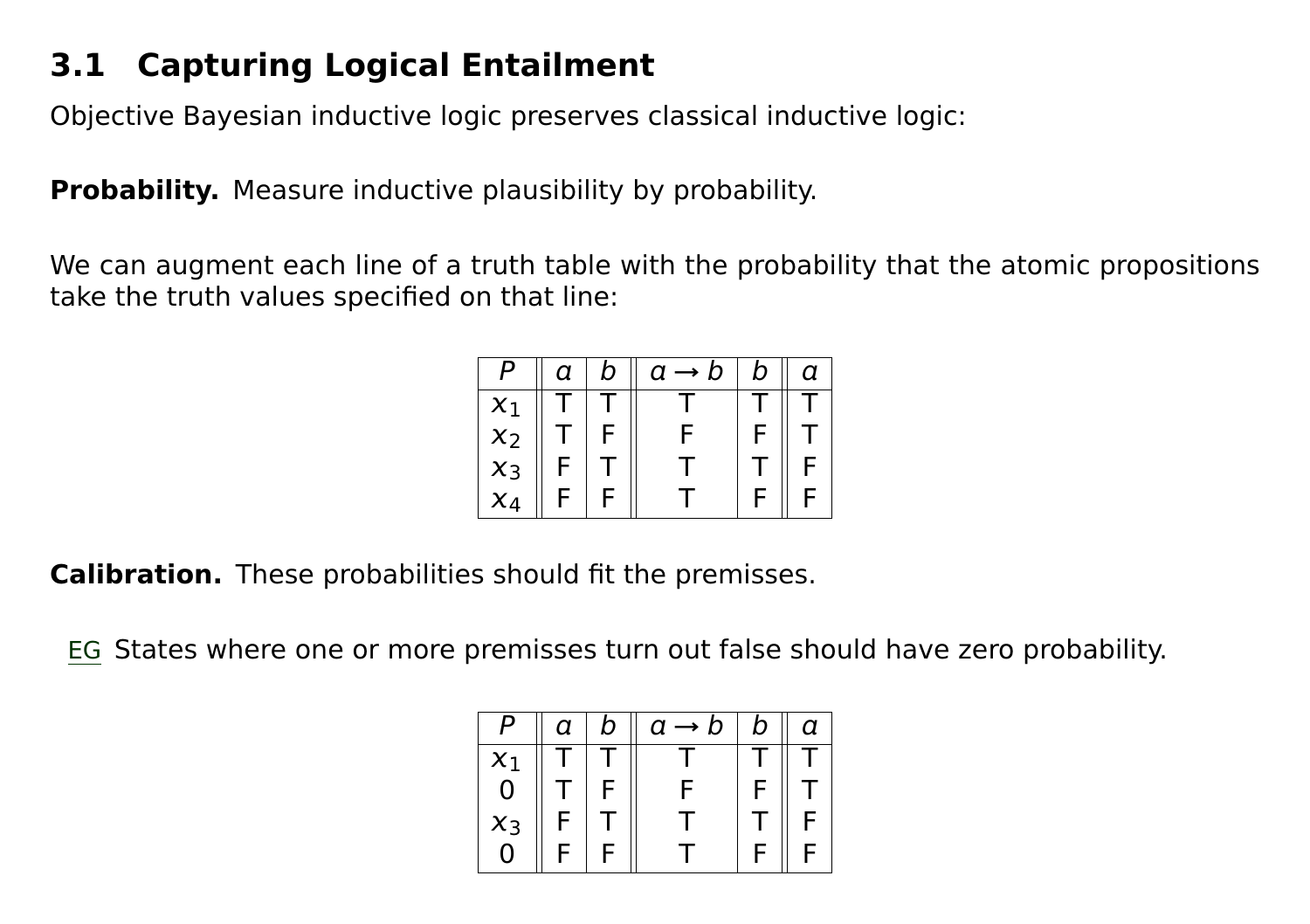## 3.1 Capturing Logical Entailment

Objective Bayesian inductive logic preserves classical inductive logic:

**Probability.** Measure inductive plausibility by probability.

We can augment each line of a truth table with the probability that the atomic propositions take the truth values specified on that line:

| $P$ | $a$ | $b$ | $a \rightarrow b$ | $b$ | $a$ |
|---|---|---|---|---|---|
| $x_1$ | T | T | T | T | T |
| $x_2$ | T | F | F | F | T |
| $x_3$ | F | T | T | T | F |
| $x_4$ | F | F | T | F | F |

**Calibration.** These probabilities should fit the premisses.

EG States where one or more premisses turn out false should have zero probability.

| $P$ | $a$ | $b$ | $a \rightarrow b$ | $b$ | $a$ |
|---|---|---|---|---|---|
| $x_1$ | T | T | T | T | T |
| 0 | T | F | F | F | T |
| $x_3$ | F | T | T | T | F |
| 0 | F | F | T | F | F |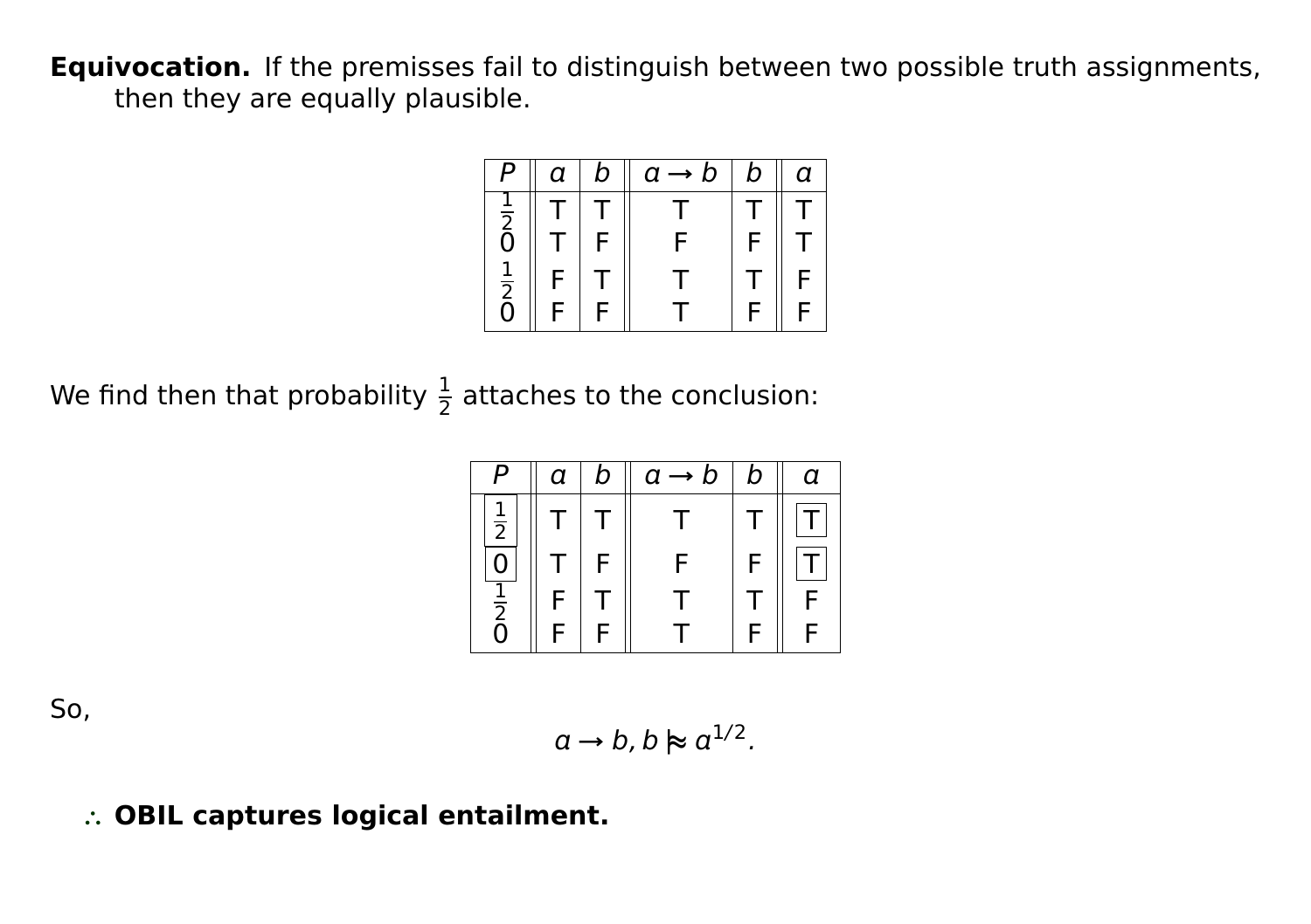**Equivocation.** If the premisses fail to distinguish between two possible truth assignments, then they are equally plausible.

| $P$ | $a$ | $b$ | $a \to b$ | $b$ | $a$ |
|---|---|---|---|---|---|
| $\frac{1}{2}$ | T | T | T | T | T |
| 0 | T | F | F | F | T |
| $\frac{1}{2}$ | F | T | T | T | F |
| 0 | F | F | T | F | F |

We find then that probability $\frac{1}{2}$ attaches to the conclusion:

| $P$ | $a$ | $b$ | $a \to b$ | $b$ | $a$ |
|---|---|---|---|---|---|
| $\boxed{\frac{1}{2}}$ | T | T | T | T | $\boxed{\text{T}}$ |
| $\boxed{0}$ | T | F | F | F | $\boxed{\text{T}}$ |
| $\frac{1}{2}$ | F | T | T | T | F |
| 0 | F | F | T | F | F |

So,

$$a \to b, b \mathrel{|\!\!\approx} a^{1/2}.$$

$\therefore$ **OBIL captures logical entailment.**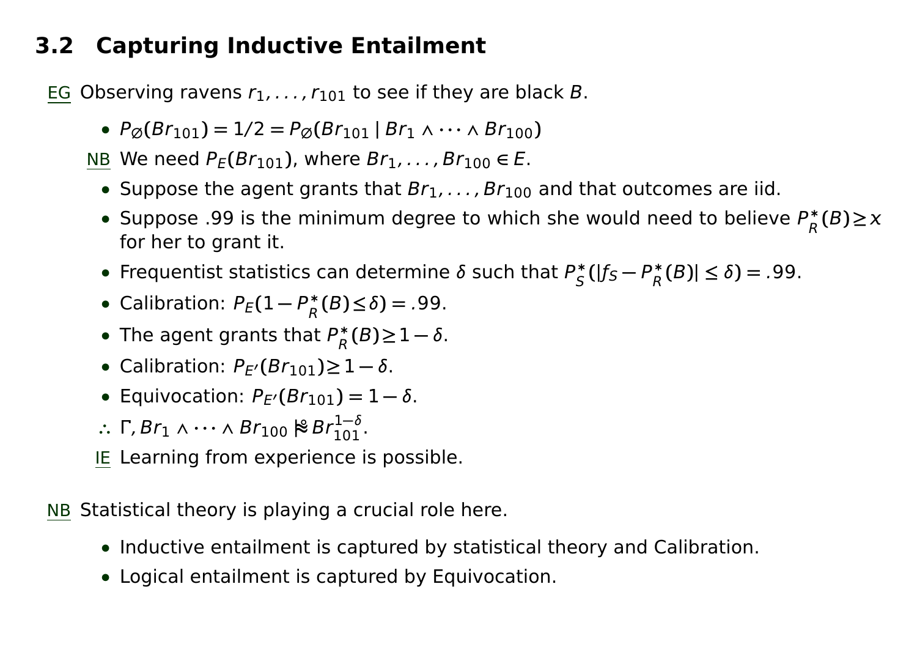## 3.2 Capturing Inductive Entailment

<u>EG</u> Observing ravens $r_1, \ldots, r_{101}$ to see if they are black $B$.

- $P_\varnothing(Br_{101}) = 1/2 = P_\varnothing(Br_{101} \mid Br_1 \wedge \cdots \wedge Br_{100})$

<u>NB</u> We need $P_E(Br_{101})$, where $Br_1, \ldots, Br_{100} \in E$.

- Suppose the agent grants that $Br_1, \ldots, Br_{100}$ and that outcomes are iid.
- Suppose .99 is the minimum degree to which she would need to believe $P^*_R(B) \geq x$ for her to grant it.
- Frequentist statistics can determine $\delta$ such that $P^*_S(|f_S - P^*_R(B)| \leq \delta) = .99$.
- Calibration: $P_E(1 - P^*_R(B) \leq \delta) = .99$.
- The agent grants that $P^*_R(B) \geq 1 - \delta$.
- Calibration: $P_{E'}(Br_{101}) \geq 1 - \delta$.
- Equivocation: $P_{E'}(Br_{101}) = 1 - \delta$.

$\therefore$ $\Gamma, Br_1 \wedge \cdots \wedge Br_{100} \mathrel{|\!\!\approx} Br_{101}^{1-\delta}$.

<u>IE</u> Learning from experience is possible.

<u>NB</u> Statistical theory is playing a crucial role here.

- Inductive entailment is captured by statistical theory and Calibration.
- Logical entailment is captured by Equivocation.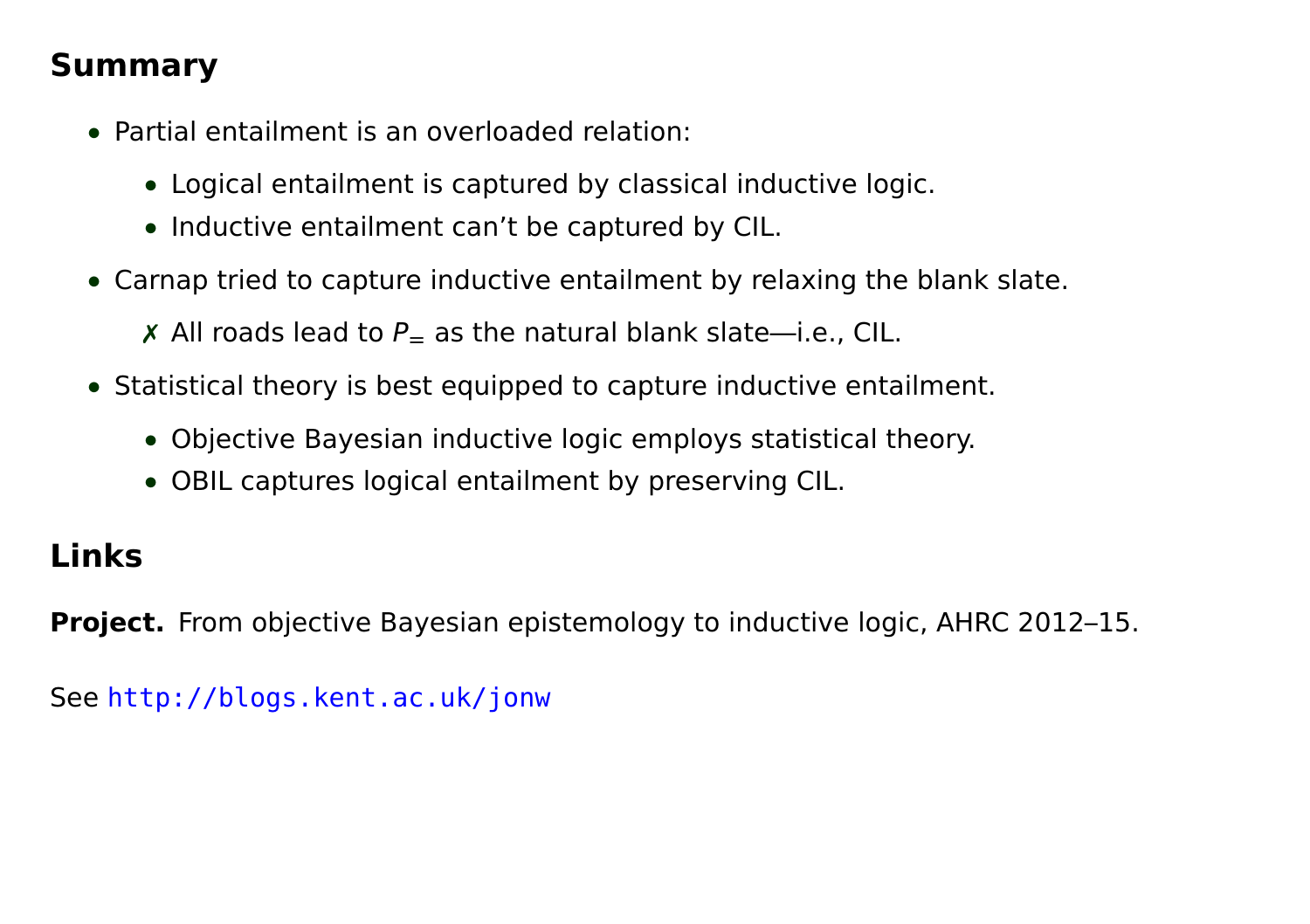## Summary

- Partial entailment is an overloaded relation:
  - Logical entailment is captured by classical inductive logic.
  - Inductive entailment can't be captured by CIL.
- Carnap tried to capture inductive entailment by relaxing the blank slate.
  - ✗ All roads lead to $P_=$ as the natural blank slate—i.e., CIL.
- Statistical theory is best equipped to capture inductive entailment.
  - Objective Bayesian inductive logic employs statistical theory.
  - OBIL captures logical entailment by preserving CIL.

## Links

**Project.** From objective Bayesian epistemology to inductive logic, AHRC 2012–15.

See `http://blogs.kent.ac.uk/jonw`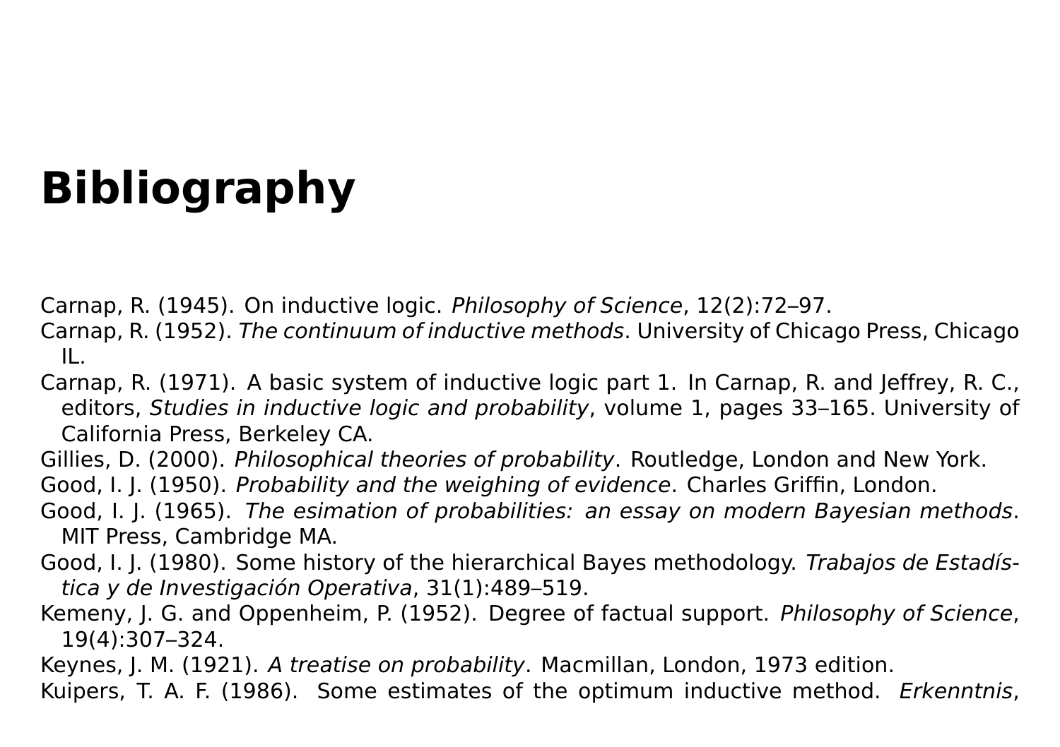# Bibliography

Carnap, R. (1945). On inductive logic. *Philosophy of Science*, 12(2):72–97.

Carnap, R. (1952). *The continuum of inductive methods*. University of Chicago Press, Chicago IL.

Carnap, R. (1971). A basic system of inductive logic part 1. In Carnap, R. and Jeffrey, R. C., editors, *Studies in inductive logic and probability*, volume 1, pages 33–165. University of California Press, Berkeley CA.

Gillies, D. (2000). *Philosophical theories of probability*. Routledge, London and New York.

Good, I. J. (1950). *Probability and the weighing of evidence*. Charles Griffin, London.

Good, I. J. (1965). *The esimation of probabilities: an essay on modern Bayesian methods*. MIT Press, Cambridge MA.

Good, I. J. (1980). Some history of the hierarchical Bayes methodology. *Trabajos de Estadística y de Investigación Operativa*, 31(1):489–519.

Kemeny, J. G. and Oppenheim, P. (1952). Degree of factual support. *Philosophy of Science*, 19(4):307–324.

Keynes, J. M. (1921). *A treatise on probability*. Macmillan, London, 1973 edition.

Kuipers, T. A. F. (1986). Some estimates of the optimum inductive method. *Erkenntnis*,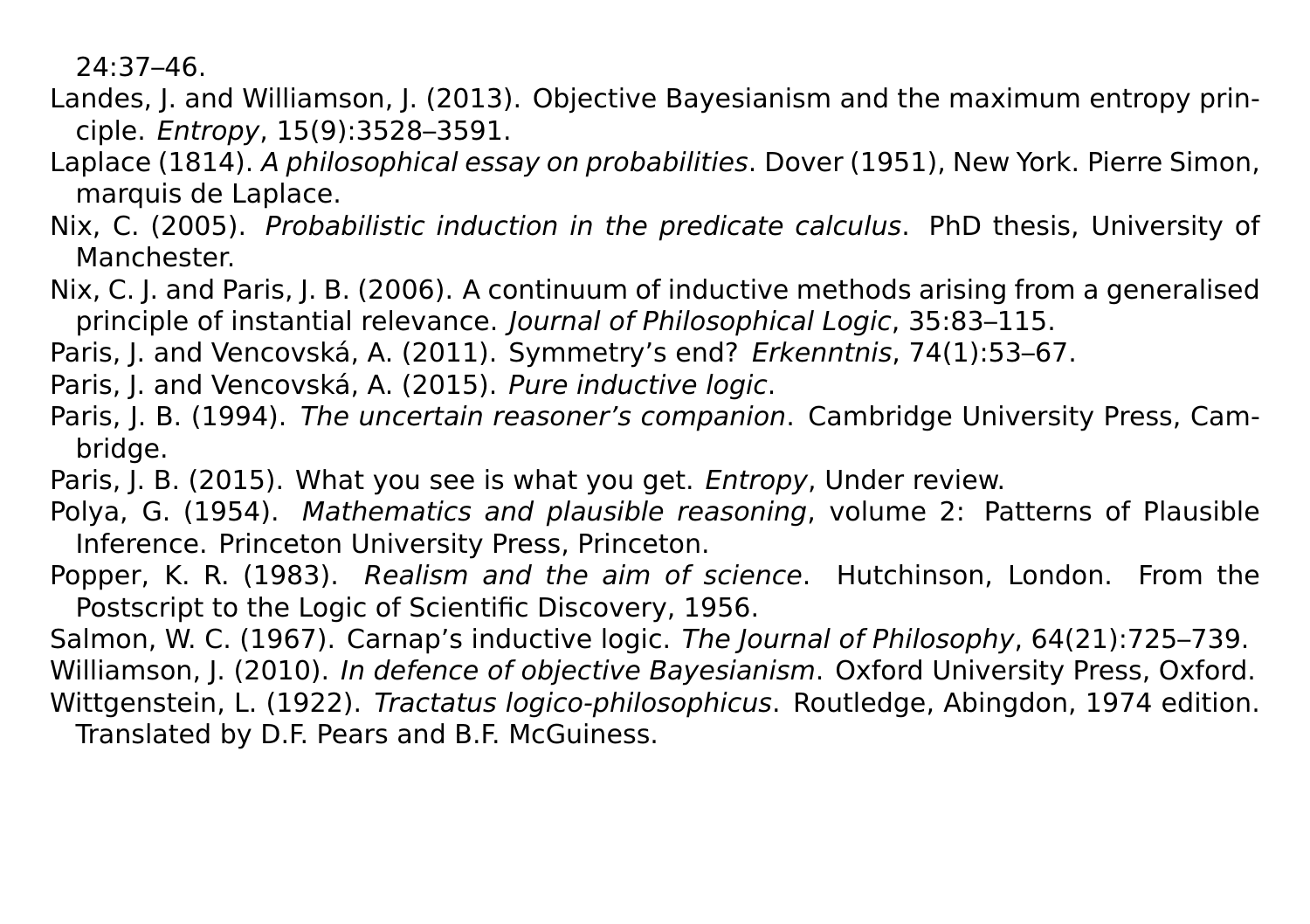24:37–46.

Landes, J. and Williamson, J. (2013). Objective Bayesianism and the maximum entropy principle. *Entropy*, 15(9):3528–3591.

Laplace (1814). *A philosophical essay on probabilities*. Dover (1951), New York. Pierre Simon, marquis de Laplace.

Nix, C. (2005). *Probabilistic induction in the predicate calculus*. PhD thesis, University of Manchester.

Nix, C. J. and Paris, J. B. (2006). A continuum of inductive methods arising from a generalised principle of instantial relevance. *Journal of Philosophical Logic*, 35:83–115.

Paris, J. and Vencovská, A. (2011). Symmetry's end? *Erkenntnis*, 74(1):53–67.

Paris, J. and Vencovská, A. (2015). *Pure inductive logic*.

Paris, J. B. (1994). *The uncertain reasoner's companion*. Cambridge University Press, Cambridge.

Paris, J. B. (2015). What you see is what you get. *Entropy*, Under review.

Polya, G. (1954). *Mathematics and plausible reasoning*, volume 2: Patterns of Plausible Inference. Princeton University Press, Princeton.

Popper, K. R. (1983). *Realism and the aim of science*. Hutchinson, London. From the Postscript to the Logic of Scientific Discovery, 1956.

Salmon, W. C. (1967). Carnap's inductive logic. *The Journal of Philosophy*, 64(21):725–739.

Williamson, J. (2010). *In defence of objective Bayesianism*. Oxford University Press, Oxford.

Wittgenstein, L. (1922). *Tractatus logico-philosophicus*. Routledge, Abingdon, 1974 edition. Translated by D.F. Pears and B.F. McGuiness.